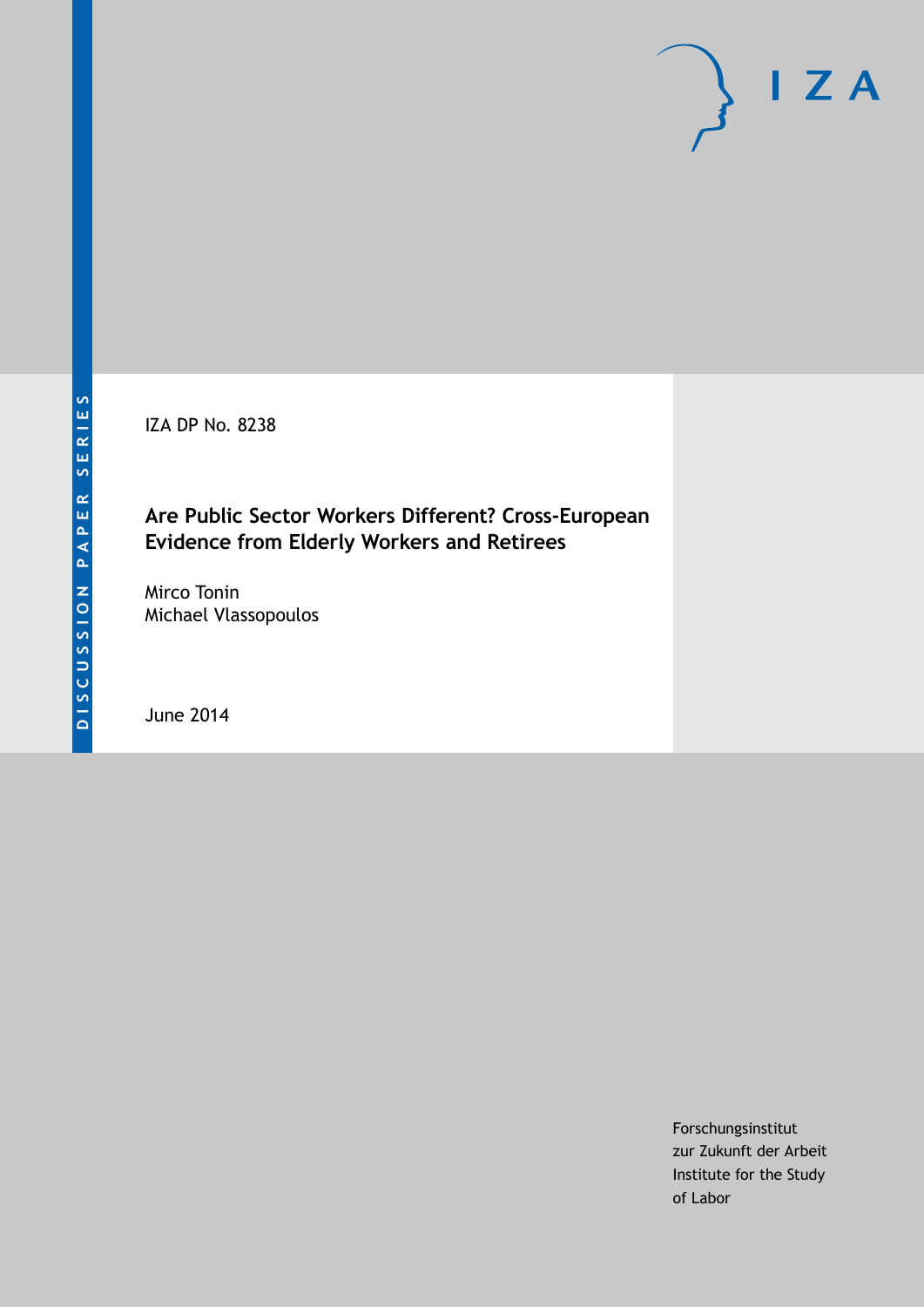DISCUSSION PAPER SERIES

IZA DP No. 8238

# Are Public Sector Workers Different? Cross-European Evidence from Elderly Workers and Retirees

Mirco Tonin
Michael Vlassopoulos

June 2014

Forschungsinstitut
zur Zukunft der Arbeit
Institute for the Study
of Labor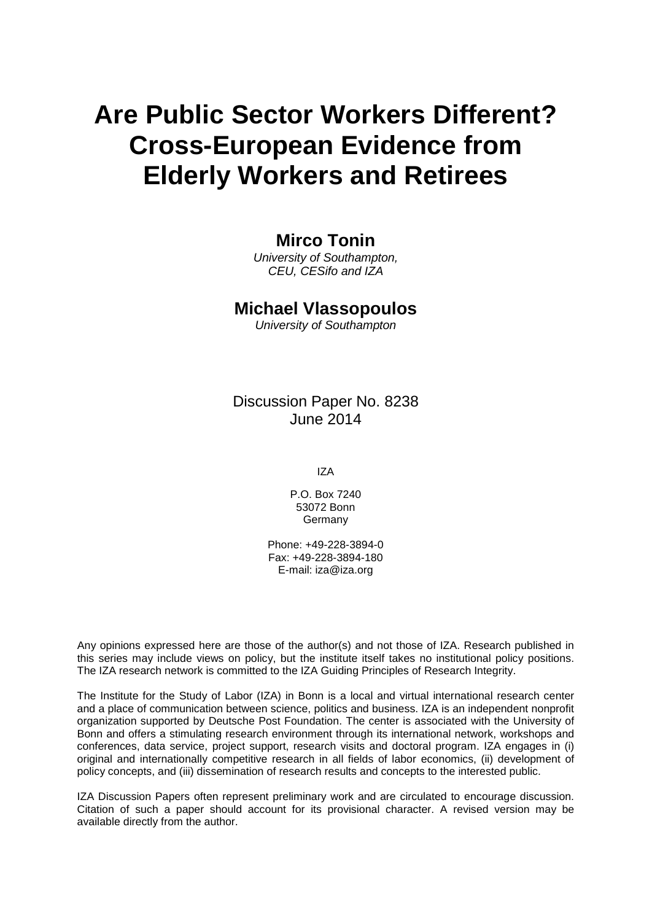# Are Public Sector Workers Different? Cross-European Evidence from Elderly Workers and Retirees

**Mirco Tonin**

*University of Southampton, CEU, CESifo and IZA*

**Michael Vlassopoulos**

*University of Southampton*

Discussion Paper No. 8238
June 2014

IZA

P.O. Box 7240
53072 Bonn
Germany

Phone: +49-228-3894-0
Fax: +49-228-3894-180
E-mail: iza@iza.org

Any opinions expressed here are those of the author(s) and not those of IZA. Research published in this series may include views on policy, but the institute itself takes no institutional policy positions. The IZA research network is committed to the IZA Guiding Principles of Research Integrity.

The Institute for the Study of Labor (IZA) in Bonn is a local and virtual international research center and a place of communication between science, politics and business. IZA is an independent nonprofit organization supported by Deutsche Post Foundation. The center is associated with the University of Bonn and offers a stimulating research environment through its international network, workshops and conferences, data service, project support, research visits and doctoral program. IZA engages in (i) original and internationally competitive research in all fields of labor economics, (ii) development of policy concepts, and (iii) dissemination of research results and concepts to the interested public.

IZA Discussion Papers often represent preliminary work and are circulated to encourage discussion. Citation of such a paper should account for its provisional character. A revised version may be available directly from the author.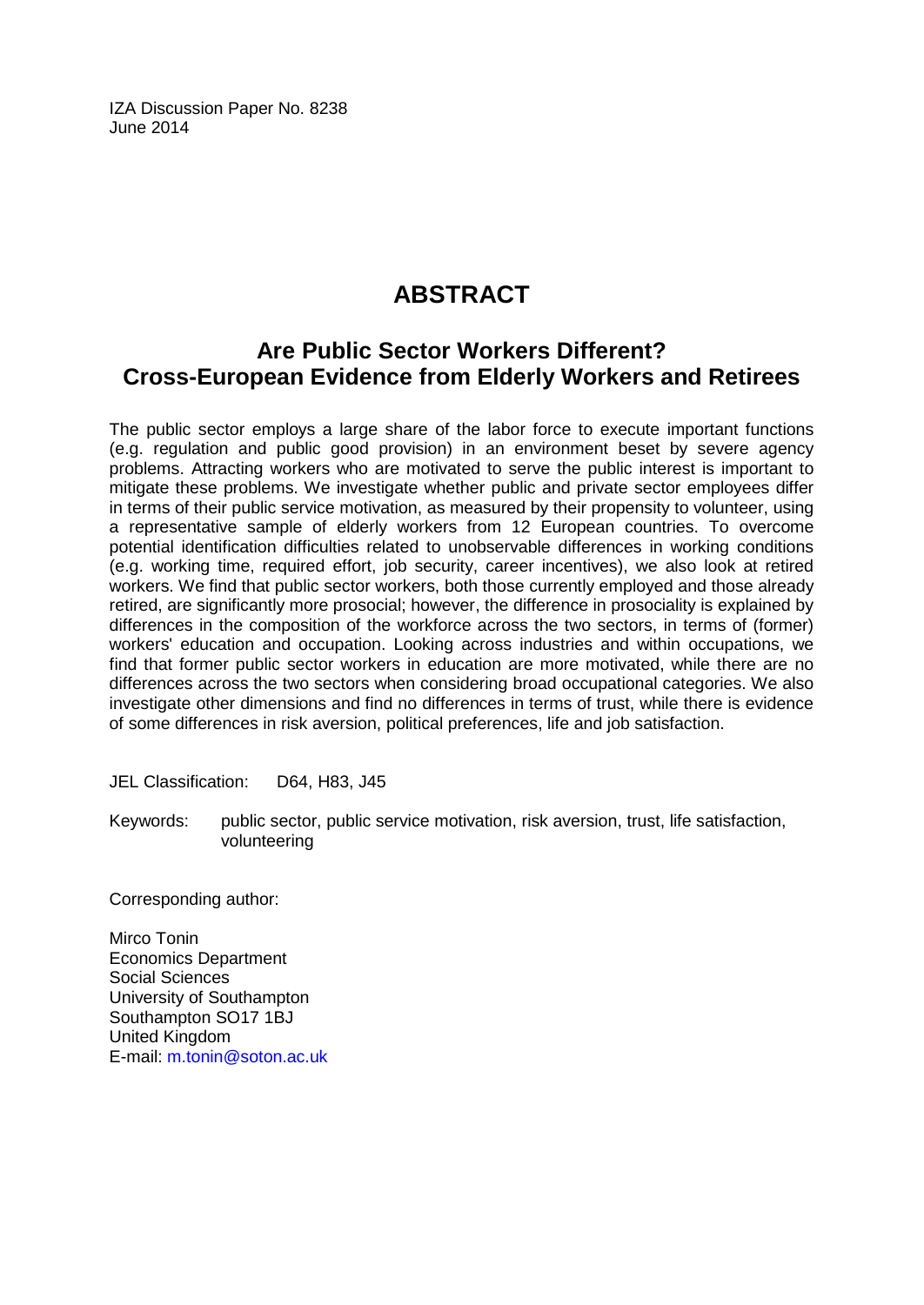IZA Discussion Paper No. 8238
June 2014

# ABSTRACT

## Are Public Sector Workers Different? Cross-European Evidence from Elderly Workers and Retirees

The public sector employs a large share of the labor force to execute important functions (e.g. regulation and public good provision) in an environment beset by severe agency problems. Attracting workers who are motivated to serve the public interest is important to mitigate these problems. We investigate whether public and private sector employees differ in terms of their public service motivation, as measured by their propensity to volunteer, using a representative sample of elderly workers from 12 European countries. To overcome potential identification difficulties related to unobservable differences in working conditions (e.g. working time, required effort, job security, career incentives), we also look at retired workers. We find that public sector workers, both those currently employed and those already retired, are significantly more prosocial; however, the difference in prosociality is explained by differences in the composition of the workforce across the two sectors, in terms of (former) workers' education and occupation. Looking across industries and within occupations, we find that former public sector workers in education are more motivated, while there are no differences across the two sectors when considering broad occupational categories. We also investigate other dimensions and find no differences in terms of trust, while there is evidence of some differences in risk aversion, political preferences, life and job satisfaction.

JEL Classification: D64, H83, J45

Keywords: public sector, public service motivation, risk aversion, trust, life satisfaction, volunteering

Corresponding author:

Mirco Tonin
Economics Department
Social Sciences
University of Southampton
Southampton SO17 1BJ
United Kingdom
E-mail: m.tonin@soton.ac.uk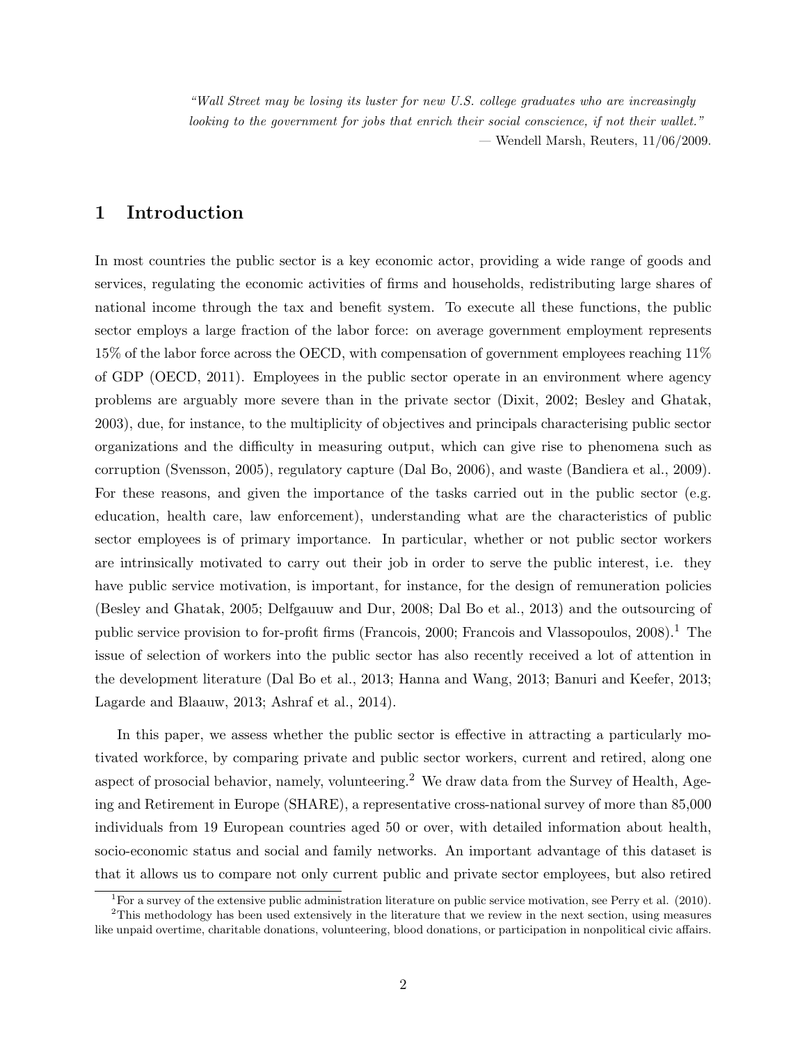*"Wall Street may be losing its luster for new U.S. college graduates who are increasingly looking to the government for jobs that enrich their social conscience, if not their wallet."*
— Wendell Marsh, Reuters, 11/06/2009.

# 1 Introduction

In most countries the public sector is a key economic actor, providing a wide range of goods and services, regulating the economic activities of firms and households, redistributing large shares of national income through the tax and benefit system. To execute all these functions, the public sector employs a large fraction of the labor force: on average government employment represents 15% of the labor force across the OECD, with compensation of government employees reaching 11% of GDP (OECD, 2011). Employees in the public sector operate in an environment where agency problems are arguably more severe than in the private sector (Dixit, 2002; Besley and Ghatak, 2003), due, for instance, to the multiplicity of objectives and principals characterising public sector organizations and the difficulty in measuring output, which can give rise to phenomena such as corruption (Svensson, 2005), regulatory capture (Dal Bo, 2006), and waste (Bandiera et al., 2009). For these reasons, and given the importance of the tasks carried out in the public sector (e.g. education, health care, law enforcement), understanding what are the characteristics of public sector employees is of primary importance. In particular, whether or not public sector workers are intrinsically motivated to carry out their job in order to serve the public interest, i.e. they have public service motivation, is important, for instance, for the design of remuneration policies (Besley and Ghatak, 2005; Delfgauuw and Dur, 2008; Dal Bo et al., 2013) and the outsourcing of public service provision to for-profit firms (Francois, 2000; Francois and Vlassopoulos, 2008).[1] The issue of selection of workers into the public sector has also recently received a lot of attention in the development literature (Dal Bo et al., 2013; Hanna and Wang, 2013; Banuri and Keefer, 2013; Lagarde and Blaauw, 2013; Ashraf et al., 2014).

In this paper, we assess whether the public sector is effective in attracting a particularly motivated workforce, by comparing private and public sector workers, current and retired, along one aspect of prosocial behavior, namely, volunteering.[2] We draw data from the Survey of Health, Ageing and Retirement in Europe (SHARE), a representative cross-national survey of more than 85,000 individuals from 19 European countries aged 50 or over, with detailed information about health, socio-economic status and social and family networks. An important advantage of this dataset is that it allows us to compare not only current public and private sector employees, but also retired

[1] For a survey of the extensive public administration literature on public service motivation, see Perry et al. (2010).

[2] This methodology has been used extensively in the literature that we review in the next section, using measures like unpaid overtime, charitable donations, volunteering, blood donations, or participation in nonpolitical civic affairs.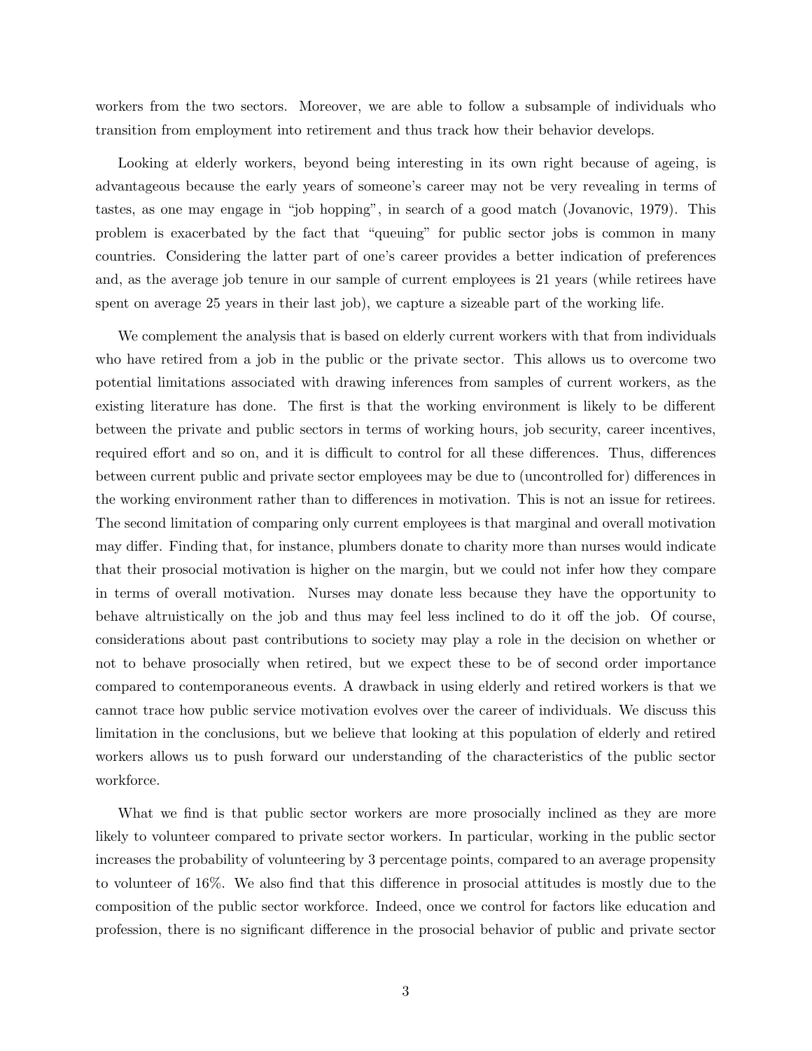workers from the two sectors. Moreover, we are able to follow a subsample of individuals who transition from employment into retirement and thus track how their behavior develops.

Looking at elderly workers, beyond being interesting in its own right because of ageing, is advantageous because the early years of someone's career may not be very revealing in terms of tastes, as one may engage in "job hopping", in search of a good match (Jovanovic, 1979). This problem is exacerbated by the fact that "queuing" for public sector jobs is common in many countries. Considering the latter part of one's career provides a better indication of preferences and, as the average job tenure in our sample of current employees is 21 years (while retirees have spent on average 25 years in their last job), we capture a sizeable part of the working life.

We complement the analysis that is based on elderly current workers with that from individuals who have retired from a job in the public or the private sector. This allows us to overcome two potential limitations associated with drawing inferences from samples of current workers, as the existing literature has done. The first is that the working environment is likely to be different between the private and public sectors in terms of working hours, job security, career incentives, required effort and so on, and it is difficult to control for all these differences. Thus, differences between current public and private sector employees may be due to (uncontrolled for) differences in the working environment rather than to differences in motivation. This is not an issue for retirees. The second limitation of comparing only current employees is that marginal and overall motivation may differ. Finding that, for instance, plumbers donate to charity more than nurses would indicate that their prosocial motivation is higher on the margin, but we could not infer how they compare in terms of overall motivation. Nurses may donate less because they have the opportunity to behave altruistically on the job and thus may feel less inclined to do it off the job. Of course, considerations about past contributions to society may play a role in the decision on whether or not to behave prosocially when retired, but we expect these to be of second order importance compared to contemporaneous events. A drawback in using elderly and retired workers is that we cannot trace how public service motivation evolves over the career of individuals. We discuss this limitation in the conclusions, but we believe that looking at this population of elderly and retired workers allows us to push forward our understanding of the characteristics of the public sector workforce.

What we find is that public sector workers are more prosocially inclined as they are more likely to volunteer compared to private sector workers. In particular, working in the public sector increases the probability of volunteering by 3 percentage points, compared to an average propensity to volunteer of 16%. We also find that this difference in prosocial attitudes is mostly due to the composition of the public sector workforce. Indeed, once we control for factors like education and profession, there is no significant difference in the prosocial behavior of public and private sector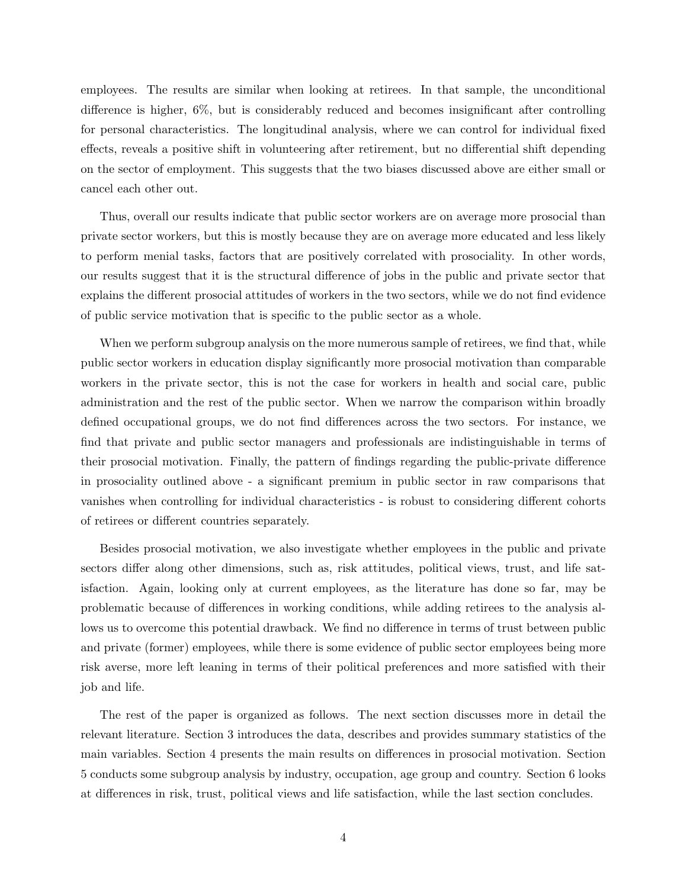employees. The results are similar when looking at retirees. In that sample, the unconditional difference is higher, 6%, but is considerably reduced and becomes insignificant after controlling for personal characteristics. The longitudinal analysis, where we can control for individual fixed effects, reveals a positive shift in volunteering after retirement, but no differential shift depending on the sector of employment. This suggests that the two biases discussed above are either small or cancel each other out.

Thus, overall our results indicate that public sector workers are on average more prosocial than private sector workers, but this is mostly because they are on average more educated and less likely to perform menial tasks, factors that are positively correlated with prosociality. In other words, our results suggest that it is the structural difference of jobs in the public and private sector that explains the different prosocial attitudes of workers in the two sectors, while we do not find evidence of public service motivation that is specific to the public sector as a whole.

When we perform subgroup analysis on the more numerous sample of retirees, we find that, while public sector workers in education display significantly more prosocial motivation than comparable workers in the private sector, this is not the case for workers in health and social care, public administration and the rest of the public sector. When we narrow the comparison within broadly defined occupational groups, we do not find differences across the two sectors. For instance, we find that private and public sector managers and professionals are indistinguishable in terms of their prosocial motivation. Finally, the pattern of findings regarding the public-private difference in prosociality outlined above - a significant premium in public sector in raw comparisons that vanishes when controlling for individual characteristics - is robust to considering different cohorts of retirees or different countries separately.

Besides prosocial motivation, we also investigate whether employees in the public and private sectors differ along other dimensions, such as, risk attitudes, political views, trust, and life satisfaction. Again, looking only at current employees, as the literature has done so far, may be problematic because of differences in working conditions, while adding retirees to the analysis allows us to overcome this potential drawback. We find no difference in terms of trust between public and private (former) employees, while there is some evidence of public sector employees being more risk averse, more left leaning in terms of their political preferences and more satisfied with their job and life.

The rest of the paper is organized as follows. The next section discusses more in detail the relevant literature. Section 3 introduces the data, describes and provides summary statistics of the main variables. Section 4 presents the main results on differences in prosocial motivation. Section 5 conducts some subgroup analysis by industry, occupation, age group and country. Section 6 looks at differences in risk, trust, political views and life satisfaction, while the last section concludes.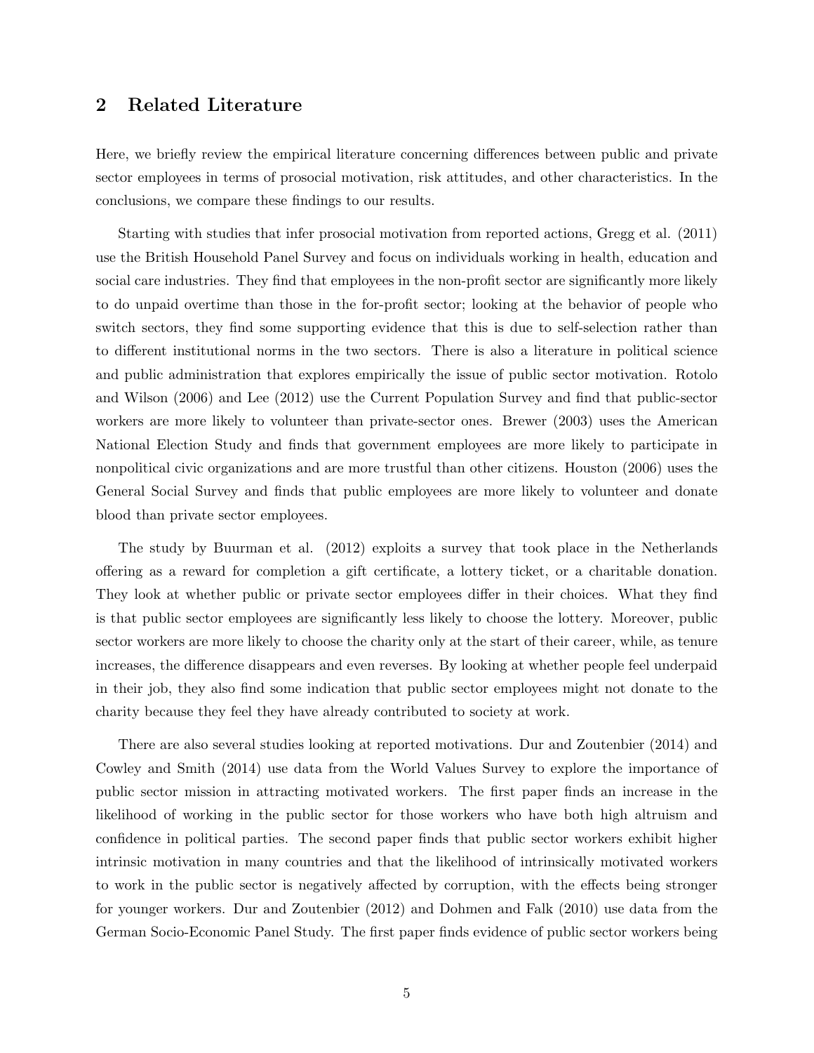## 2 Related Literature

Here, we briefly review the empirical literature concerning differences between public and private sector employees in terms of prosocial motivation, risk attitudes, and other characteristics. In the conclusions, we compare these findings to our results.

Starting with studies that infer prosocial motivation from reported actions, Gregg et al. (2011) use the British Household Panel Survey and focus on individuals working in health, education and social care industries. They find that employees in the non-profit sector are significantly more likely to do unpaid overtime than those in the for-profit sector; looking at the behavior of people who switch sectors, they find some supporting evidence that this is due to self-selection rather than to different institutional norms in the two sectors. There is also a literature in political science and public administration that explores empirically the issue of public sector motivation. Rotolo and Wilson (2006) and Lee (2012) use the Current Population Survey and find that public-sector workers are more likely to volunteer than private-sector ones. Brewer (2003) uses the American National Election Study and finds that government employees are more likely to participate in nonpolitical civic organizations and are more trustful than other citizens. Houston (2006) uses the General Social Survey and finds that public employees are more likely to volunteer and donate blood than private sector employees.

The study by Buurman et al. (2012) exploits a survey that took place in the Netherlands offering as a reward for completion a gift certificate, a lottery ticket, or a charitable donation. They look at whether public or private sector employees differ in their choices. What they find is that public sector employees are significantly less likely to choose the lottery. Moreover, public sector workers are more likely to choose the charity only at the start of their career, while, as tenure increases, the difference disappears and even reverses. By looking at whether people feel underpaid in their job, they also find some indication that public sector employees might not donate to the charity because they feel they have already contributed to society at work.

There are also several studies looking at reported motivations. Dur and Zoutenbier (2014) and Cowley and Smith (2014) use data from the World Values Survey to explore the importance of public sector mission in attracting motivated workers. The first paper finds an increase in the likelihood of working in the public sector for those workers who have both high altruism and confidence in political parties. The second paper finds that public sector workers exhibit higher intrinsic motivation in many countries and that the likelihood of intrinsically motivated workers to work in the public sector is negatively affected by corruption, with the effects being stronger for younger workers. Dur and Zoutenbier (2012) and Dohmen and Falk (2010) use data from the German Socio-Economic Panel Study. The first paper finds evidence of public sector workers being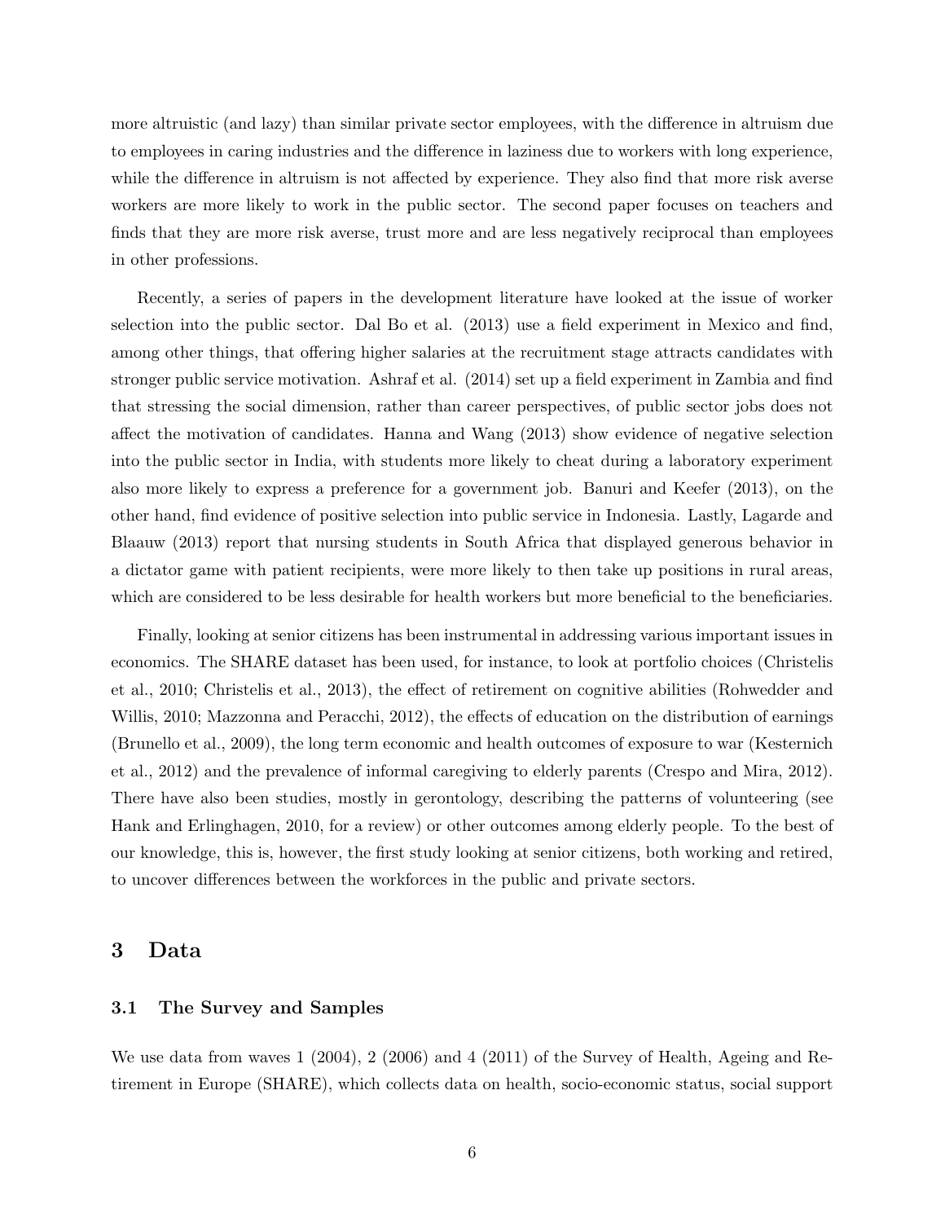more altruistic (and lazy) than similar private sector employees, with the difference in altruism due to employees in caring industries and the difference in laziness due to workers with long experience, while the difference in altruism is not affected by experience. They also find that more risk averse workers are more likely to work in the public sector. The second paper focuses on teachers and finds that they are more risk averse, trust more and are less negatively reciprocal than employees in other professions.

Recently, a series of papers in the development literature have looked at the issue of worker selection into the public sector. Dal Bo et al. (2013) use a field experiment in Mexico and find, among other things, that offering higher salaries at the recruitment stage attracts candidates with stronger public service motivation. Ashraf et al. (2014) set up a field experiment in Zambia and find that stressing the social dimension, rather than career perspectives, of public sector jobs does not affect the motivation of candidates. Hanna and Wang (2013) show evidence of negative selection into the public sector in India, with students more likely to cheat during a laboratory experiment also more likely to express a preference for a government job. Banuri and Keefer (2013), on the other hand, find evidence of positive selection into public service in Indonesia. Lastly, Lagarde and Blaauw (2013) report that nursing students in South Africa that displayed generous behavior in a dictator game with patient recipients, were more likely to then take up positions in rural areas, which are considered to be less desirable for health workers but more beneficial to the beneficiaries.

Finally, looking at senior citizens has been instrumental in addressing various important issues in economics. The SHARE dataset has been used, for instance, to look at portfolio choices (Christelis et al., 2010; Christelis et al., 2013), the effect of retirement on cognitive abilities (Rohwedder and Willis, 2010; Mazzonna and Peracchi, 2012), the effects of education on the distribution of earnings (Brunello et al., 2009), the long term economic and health outcomes of exposure to war (Kesternich et al., 2012) and the prevalence of informal caregiving to elderly parents (Crespo and Mira, 2012). There have also been studies, mostly in gerontology, describing the patterns of volunteering (see Hank and Erlinghagen, 2010, for a review) or other outcomes among elderly people. To the best of our knowledge, this is, however, the first study looking at senior citizens, both working and retired, to uncover differences between the workforces in the public and private sectors.

# 3 Data

## 3.1 The Survey and Samples

We use data from waves 1 (2004), 2 (2006) and 4 (2011) of the Survey of Health, Ageing and Retirement in Europe (SHARE), which collects data on health, socio-economic status, social support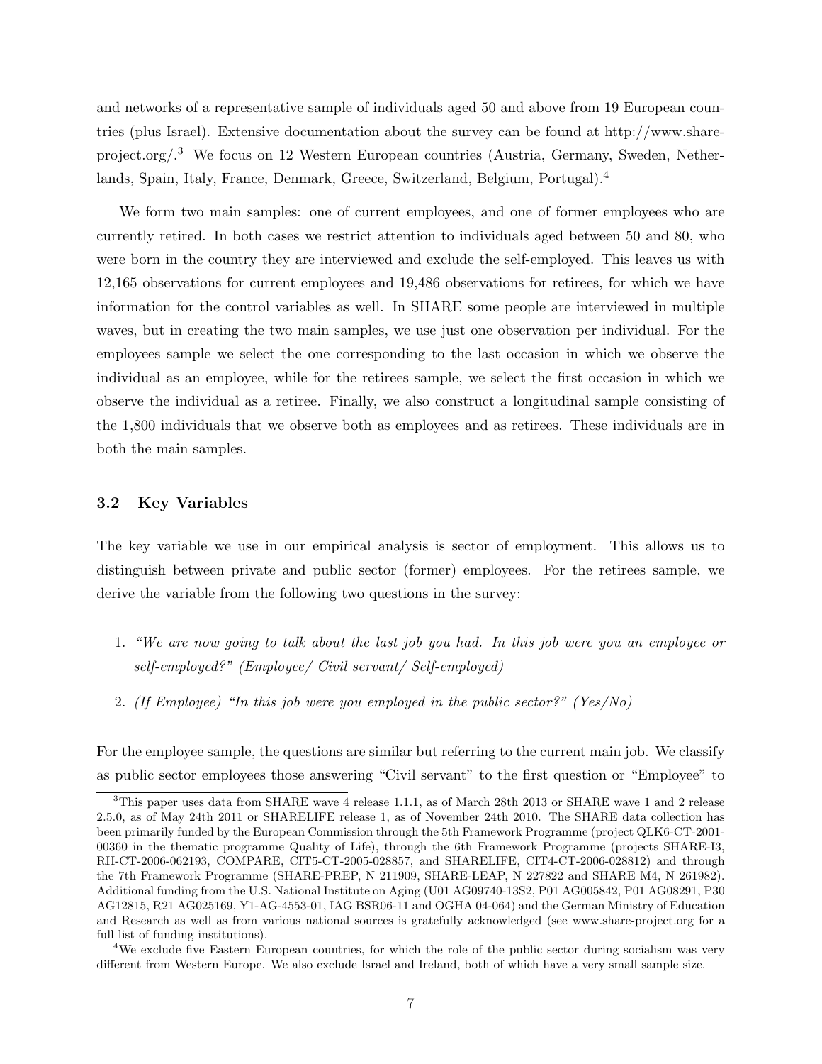and networks of a representative sample of individuals aged 50 and above from 19 European countries (plus Israel). Extensive documentation about the survey can be found at http://www.share-project.org/.[3] We focus on 12 Western European countries (Austria, Germany, Sweden, Netherlands, Spain, Italy, France, Denmark, Greece, Switzerland, Belgium, Portugal).[4]

We form two main samples: one of current employees, and one of former employees who are currently retired. In both cases we restrict attention to individuals aged between 50 and 80, who were born in the country they are interviewed and exclude the self-employed. This leaves us with 12,165 observations for current employees and 19,486 observations for retirees, for which we have information for the control variables as well. In SHARE some people are interviewed in multiple waves, but in creating the two main samples, we use just one observation per individual. For the employees sample we select the one corresponding to the last occasion in which we observe the individual as an employee, while for the retirees sample, we select the first occasion in which we observe the individual as a retiree. Finally, we also construct a longitudinal sample consisting of the 1,800 individuals that we observe both as employees and as retirees. These individuals are in both the main samples.

### 3.2 Key Variables

The key variable we use in our empirical analysis is sector of employment. This allows us to distinguish between private and public sector (former) employees. For the retirees sample, we derive the variable from the following two questions in the survey:

1. *"We are now going to talk about the last job you had. In this job were you an employee or self-employed?" (Employee/ Civil servant/ Self-employed)*
2. *(If Employee) "In this job were you employed in the public sector?" (Yes/No)*

For the employee sample, the questions are similar but referring to the current main job. We classify as public sector employees those answering "Civil servant" to the first question or "Employee" to

[3] This paper uses data from SHARE wave 4 release 1.1.1, as of March 28th 2013 or SHARE wave 1 and 2 release 2.5.0, as of May 24th 2011 or SHARELIFE release 1, as of November 24th 2010. The SHARE data collection has been primarily funded by the European Commission through the 5th Framework Programme (project QLK6-CT-2001-00360 in the thematic programme Quality of Life), through the 6th Framework Programme (projects SHARE-I3, RII-CT-2006-062193, COMPARE, CIT5-CT-2005-028857, and SHARELIFE, CIT4-CT-2006-028812) and through the 7th Framework Programme (SHARE-PREP, N 211909, SHARE-LEAP, N 227822 and SHARE M4, N 261982). Additional funding from the U.S. National Institute on Aging (U01 AG09740-13S2, P01 AG005842, P01 AG08291, P30 AG12815, R21 AG025169, Y1-AG-4553-01, IAG BSR06-11 and OGHA 04-064) and the German Ministry of Education and Research as well as from various national sources is gratefully acknowledged (see www.share-project.org for a full list of funding institutions).

[4] We exclude five Eastern European countries, for which the role of the public sector during socialism was very different from Western Europe. We also exclude Israel and Ireland, both of which have a very small sample size.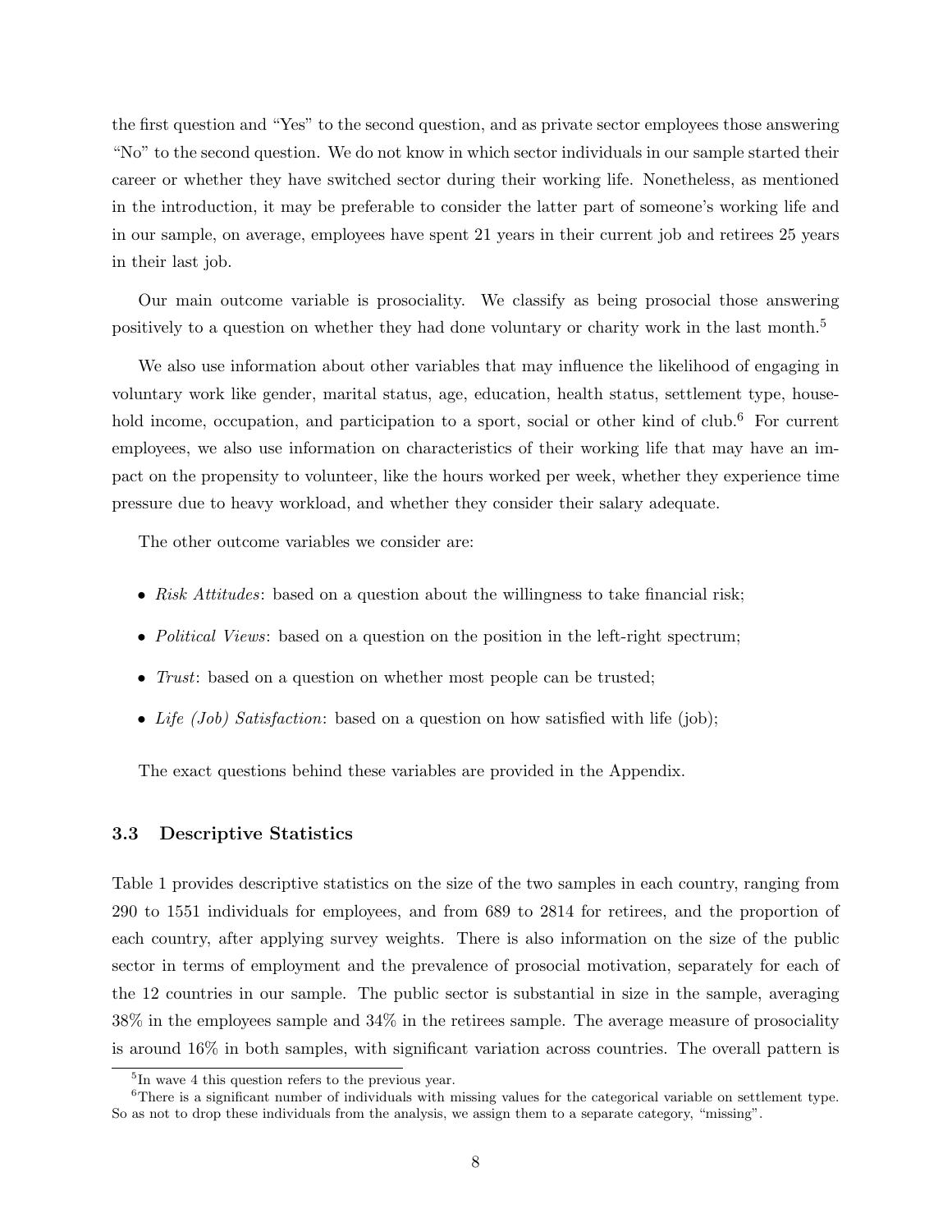the first question and "Yes" to the second question, and as private sector employees those answering "No" to the second question. We do not know in which sector individuals in our sample started their career or whether they have switched sector during their working life. Nonetheless, as mentioned in the introduction, it may be preferable to consider the latter part of someone's working life and in our sample, on average, employees have spent 21 years in their current job and retirees 25 years in their last job.

Our main outcome variable is prosociality. We classify as being prosocial those answering positively to a question on whether they had done voluntary or charity work in the last month.[5]

We also use information about other variables that may influence the likelihood of engaging in voluntary work like gender, marital status, age, education, health status, settlement type, household income, occupation, and participation to a sport, social or other kind of club.[6] For current employees, we also use information on characteristics of their working life that may have an impact on the propensity to volunteer, like the hours worked per week, whether they experience time pressure due to heavy workload, and whether they consider their salary adequate.

The other outcome variables we consider are:

- *Risk Attitudes*: based on a question about the willingness to take financial risk;
- *Political Views*: based on a question on the position in the left-right spectrum;
- *Trust*: based on a question on whether most people can be trusted;
- *Life (Job) Satisfaction*: based on a question on how satisfied with life (job);

The exact questions behind these variables are provided in the Appendix.

### 3.3 Descriptive Statistics

Table 1 provides descriptive statistics on the size of the two samples in each country, ranging from 290 to 1551 individuals for employees, and from 689 to 2814 for retirees, and the proportion of each country, after applying survey weights. There is also information on the size of the public sector in terms of employment and the prevalence of prosocial motivation, separately for each of the 12 countries in our sample. The public sector is substantial in size in the sample, averaging 38% in the employees sample and 34% in the retirees sample. The average measure of prosociality is around 16% in both samples, with significant variation across countries. The overall pattern is

[5] In wave 4 this question refers to the previous year.

[6] There is a significant number of individuals with missing values for the categorical variable on settlement type. So as not to drop these individuals from the analysis, we assign them to a separate category, "missing".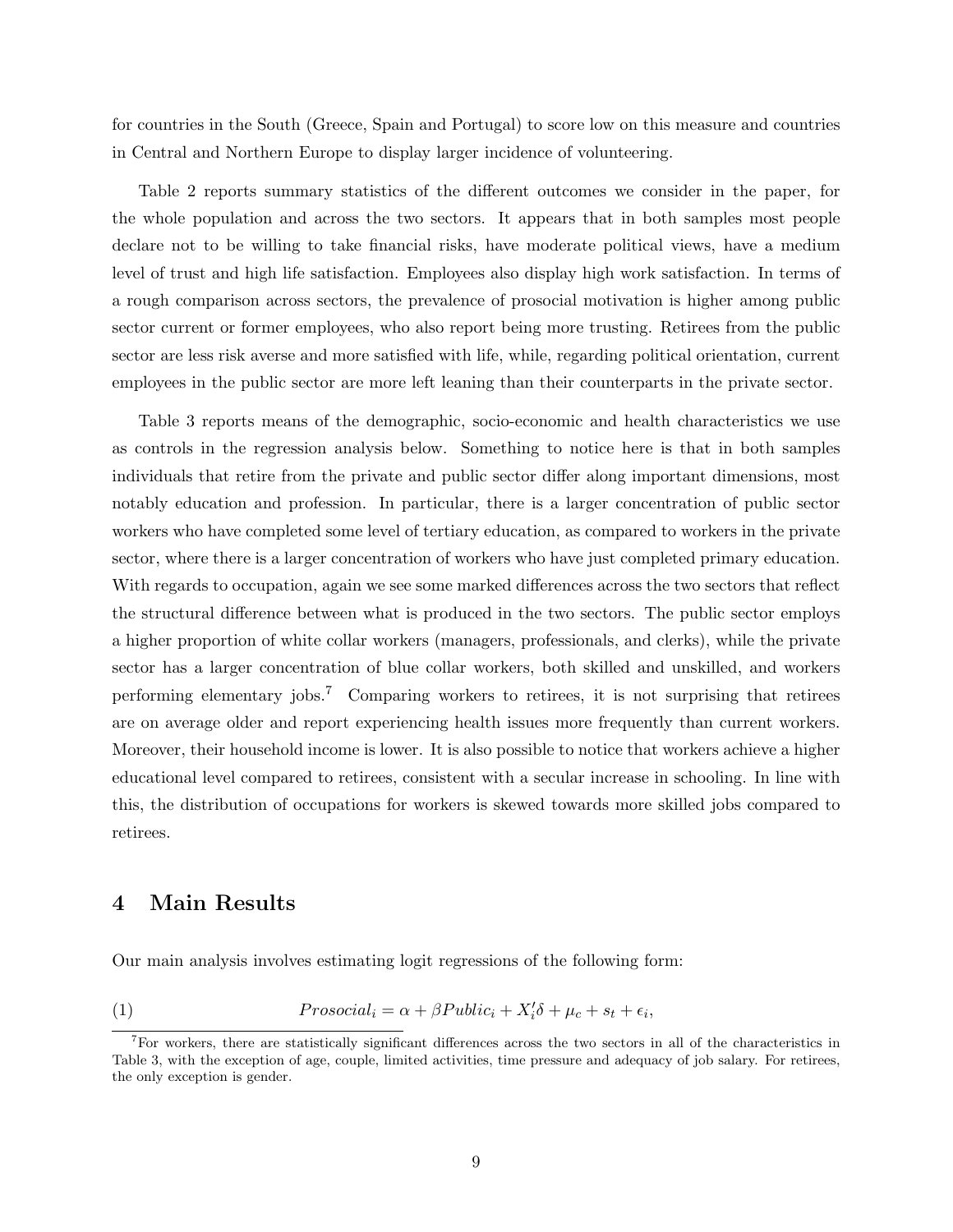for countries in the South (Greece, Spain and Portugal) to score low on this measure and countries in Central and Northern Europe to display larger incidence of volunteering.

Table 2 reports summary statistics of the different outcomes we consider in the paper, for the whole population and across the two sectors. It appears that in both samples most people declare not to be willing to take financial risks, have moderate political views, have a medium level of trust and high life satisfaction. Employees also display high work satisfaction. In terms of a rough comparison across sectors, the prevalence of prosocial motivation is higher among public sector current or former employees, who also report being more trusting. Retirees from the public sector are less risk averse and more satisfied with life, while, regarding political orientation, current employees in the public sector are more left leaning than their counterparts in the private sector.

Table 3 reports means of the demographic, socio-economic and health characteristics we use as controls in the regression analysis below. Something to notice here is that in both samples individuals that retire from the private and public sector differ along important dimensions, most notably education and profession. In particular, there is a larger concentration of public sector workers who have completed some level of tertiary education, as compared to workers in the private sector, where there is a larger concentration of workers who have just completed primary education. With regards to occupation, again we see some marked differences across the two sectors that reflect the structural difference between what is produced in the two sectors. The public sector employs a higher proportion of white collar workers (managers, professionals, and clerks), while the private sector has a larger concentration of blue collar workers, both skilled and unskilled, and workers performing elementary jobs.[7] Comparing workers to retirees, it is not surprising that retirees are on average older and report experiencing health issues more frequently than current workers. Moreover, their household income is lower. It is also possible to notice that workers achieve a higher educational level compared to retirees, consistent with a secular increase in schooling. In line with this, the distribution of occupations for workers is skewed towards more skilled jobs compared to retirees.

## 4 Main Results

Our main analysis involves estimating logit regressions of the following form:

$$Prosocial_i = \alpha + \beta Public_i + X_i'\delta + \mu_c + s_t + \epsilon_i, \tag{1}$$

[7] For workers, there are statistically significant differences across the two sectors in all of the characteristics in Table 3, with the exception of age, couple, limited activities, time pressure and adequacy of job salary. For retirees, the only exception is gender.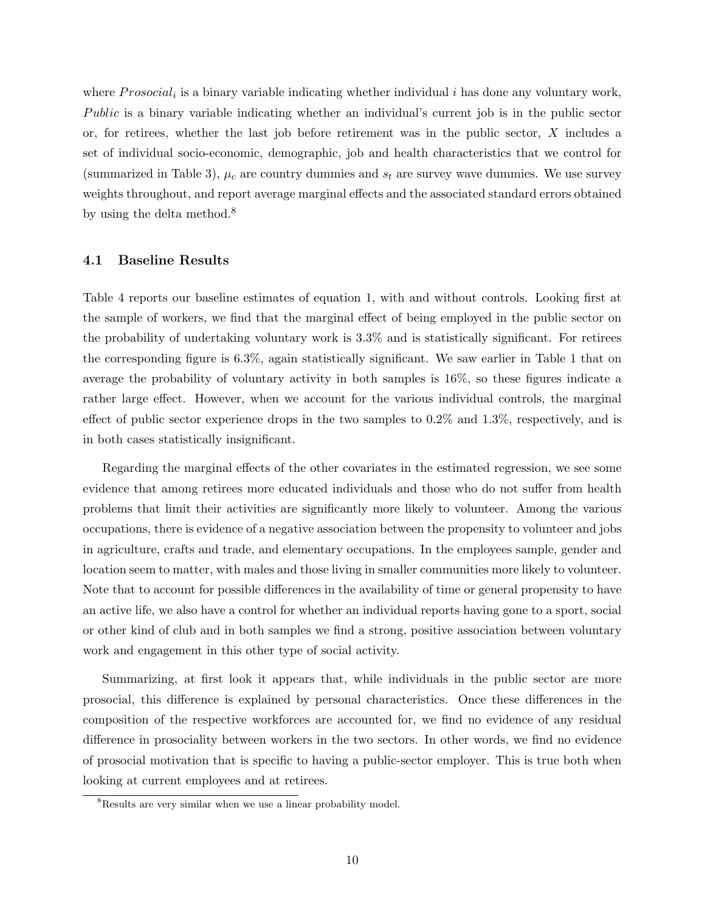where $Prosocial_i$ is a binary variable indicating whether individual $i$ has done any voluntary work, $Public$ is a binary variable indicating whether an individual's current job is in the public sector or, for retirees, whether the last job before retirement was in the public sector, $X$ includes a set of individual socio-economic, demographic, job and health characteristics that we control for (summarized in Table 3), $\mu_c$ are country dummies and $s_t$ are survey wave dummies. We use survey weights throughout, and report average marginal effects and the associated standard errors obtained by using the delta method.[8]

### 4.1 Baseline Results

Table 4 reports our baseline estimates of equation 1, with and without controls. Looking first at the sample of workers, we find that the marginal effect of being employed in the public sector on the probability of undertaking voluntary work is 3.3% and is statistically significant. For retirees the corresponding figure is 6.3%, again statistically significant. We saw earlier in Table 1 that on average the probability of voluntary activity in both samples is 16%, so these figures indicate a rather large effect. However, when we account for the various individual controls, the marginal effect of public sector experience drops in the two samples to 0.2% and 1.3%, respectively, and is in both cases statistically insignificant.

Regarding the marginal effects of the other covariates in the estimated regression, we see some evidence that among retirees more educated individuals and those who do not suffer from health problems that limit their activities are significantly more likely to volunteer. Among the various occupations, there is evidence of a negative association between the propensity to volunteer and jobs in agriculture, crafts and trade, and elementary occupations. In the employees sample, gender and location seem to matter, with males and those living in smaller communities more likely to volunteer. Note that to account for possible differences in the availability of time or general propensity to have an active life, we also have a control for whether an individual reports having gone to a sport, social or other kind of club and in both samples we find a strong, positive association between voluntary work and engagement in this other type of social activity.

Summarizing, at first look it appears that, while individuals in the public sector are more prosocial, this difference is explained by personal characteristics. Once these differences in the composition of the respective workforces are accounted for, we find no evidence of any residual difference in prosociality between workers in the two sectors. In other words, we find no evidence of prosocial motivation that is specific to having a public-sector employer. This is true both when looking at current employees and at retirees.

[8] Results are very similar when we use a linear probability model.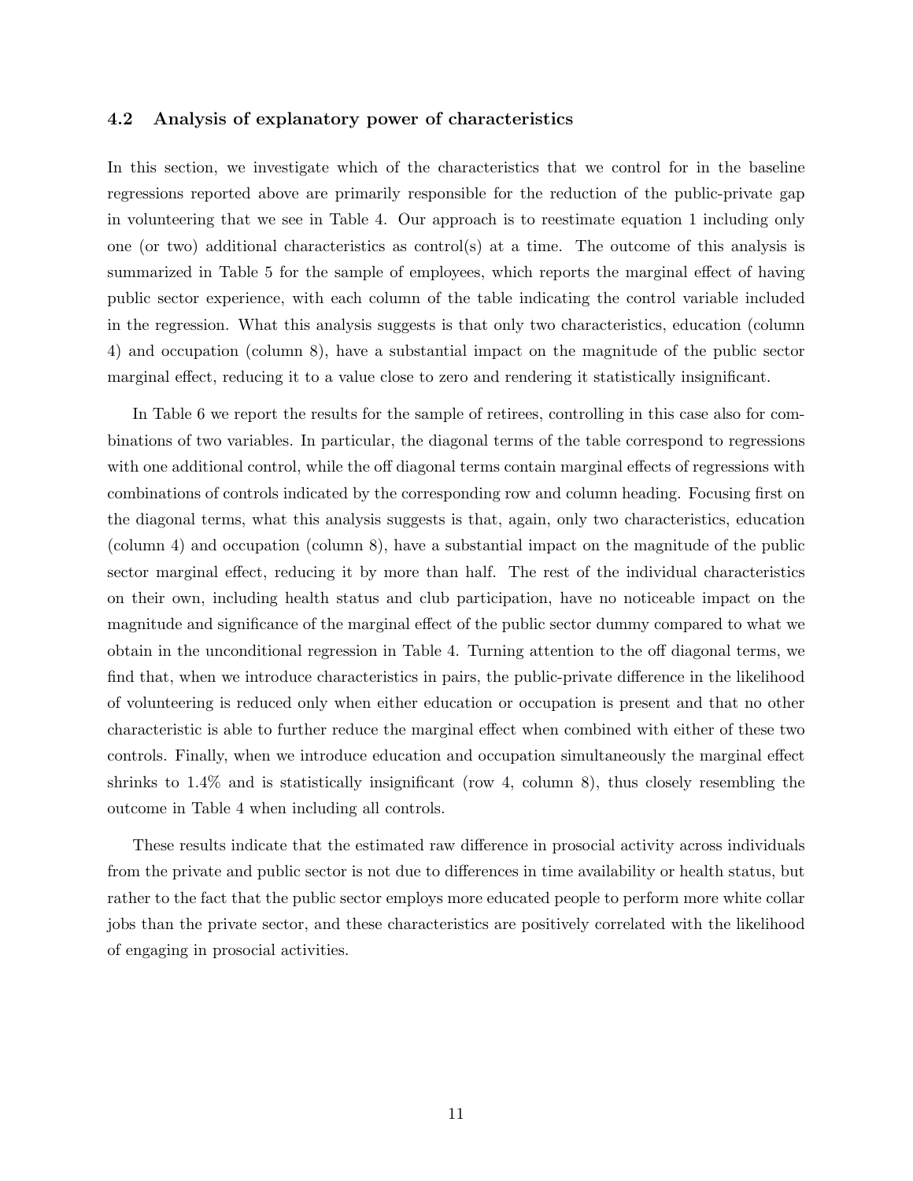### 4.2 Analysis of explanatory power of characteristics

In this section, we investigate which of the characteristics that we control for in the baseline regressions reported above are primarily responsible for the reduction of the public-private gap in volunteering that we see in Table 4. Our approach is to reestimate equation 1 including only one (or two) additional characteristics as control(s) at a time. The outcome of this analysis is summarized in Table 5 for the sample of employees, which reports the marginal effect of having public sector experience, with each column of the table indicating the control variable included in the regression. What this analysis suggests is that only two characteristics, education (column 4) and occupation (column 8), have a substantial impact on the magnitude of the public sector marginal effect, reducing it to a value close to zero and rendering it statistically insignificant.

In Table 6 we report the results for the sample of retirees, controlling in this case also for combinations of two variables. In particular, the diagonal terms of the table correspond to regressions with one additional control, while the off diagonal terms contain marginal effects of regressions with combinations of controls indicated by the corresponding row and column heading. Focusing first on the diagonal terms, what this analysis suggests is that, again, only two characteristics, education (column 4) and occupation (column 8), have a substantial impact on the magnitude of the public sector marginal effect, reducing it by more than half. The rest of the individual characteristics on their own, including health status and club participation, have no noticeable impact on the magnitude and significance of the marginal effect of the public sector dummy compared to what we obtain in the unconditional regression in Table 4. Turning attention to the off diagonal terms, we find that, when we introduce characteristics in pairs, the public-private difference in the likelihood of volunteering is reduced only when either education or occupation is present and that no other characteristic is able to further reduce the marginal effect when combined with either of these two controls. Finally, when we introduce education and occupation simultaneously the marginal effect shrinks to 1.4% and is statistically insignificant (row 4, column 8), thus closely resembling the outcome in Table 4 when including all controls.

These results indicate that the estimated raw difference in prosocial activity across individuals from the private and public sector is not due to differences in time availability or health status, but rather to the fact that the public sector employs more educated people to perform more white collar jobs than the private sector, and these characteristics are positively correlated with the likelihood of engaging in prosocial activities.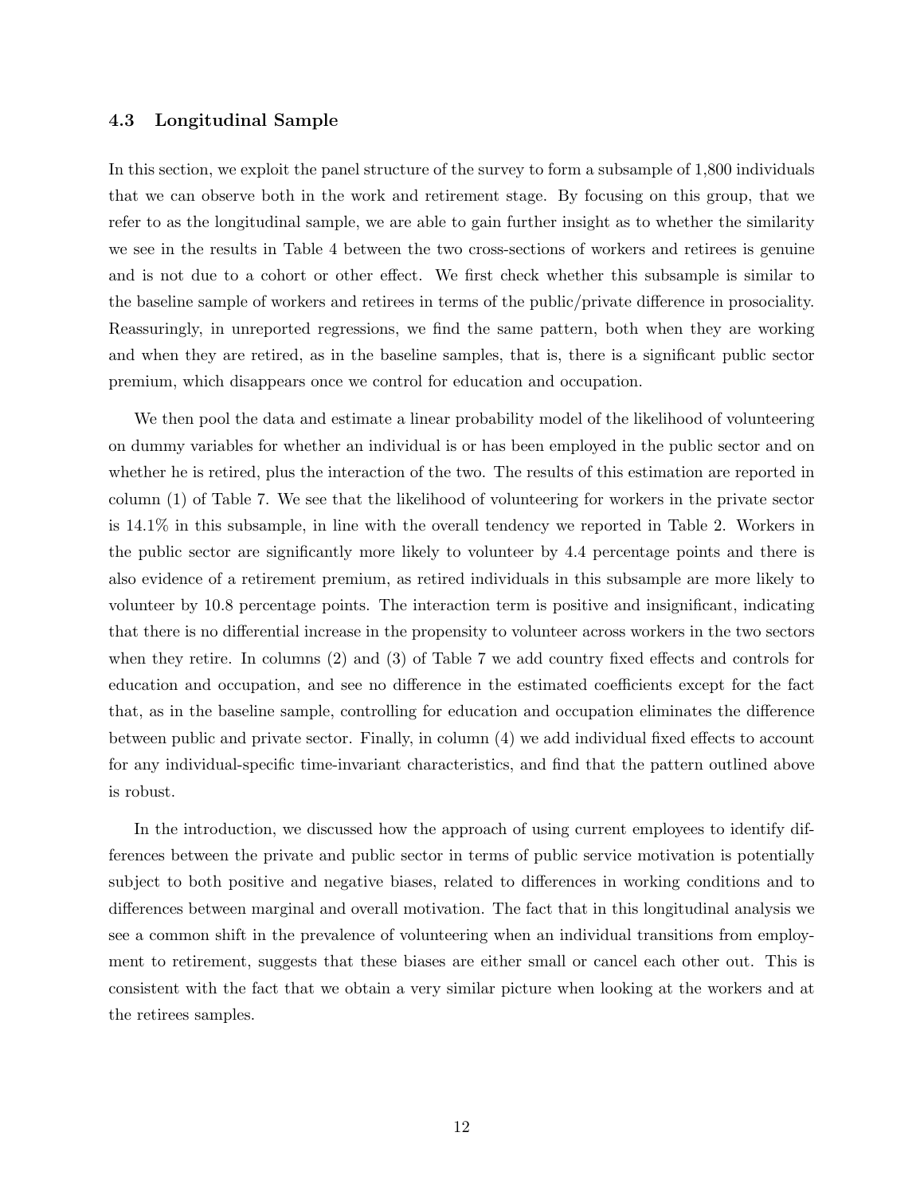### 4.3 Longitudinal Sample

In this section, we exploit the panel structure of the survey to form a subsample of 1,800 individuals that we can observe both in the work and retirement stage. By focusing on this group, that we refer to as the longitudinal sample, we are able to gain further insight as to whether the similarity we see in the results in Table 4 between the two cross-sections of workers and retirees is genuine and is not due to a cohort or other effect. We first check whether this subsample is similar to the baseline sample of workers and retirees in terms of the public/private difference in prosociality. Reassuringly, in unreported regressions, we find the same pattern, both when they are working and when they are retired, as in the baseline samples, that is, there is a significant public sector premium, which disappears once we control for education and occupation.

We then pool the data and estimate a linear probability model of the likelihood of volunteering on dummy variables for whether an individual is or has been employed in the public sector and on whether he is retired, plus the interaction of the two. The results of this estimation are reported in column (1) of Table 7. We see that the likelihood of volunteering for workers in the private sector is 14.1% in this subsample, in line with the overall tendency we reported in Table 2. Workers in the public sector are significantly more likely to volunteer by 4.4 percentage points and there is also evidence of a retirement premium, as retired individuals in this subsample are more likely to volunteer by 10.8 percentage points. The interaction term is positive and insignificant, indicating that there is no differential increase in the propensity to volunteer across workers in the two sectors when they retire. In columns (2) and (3) of Table 7 we add country fixed effects and controls for education and occupation, and see no difference in the estimated coefficients except for the fact that, as in the baseline sample, controlling for education and occupation eliminates the difference between public and private sector. Finally, in column (4) we add individual fixed effects to account for any individual-specific time-invariant characteristics, and find that the pattern outlined above is robust.

In the introduction, we discussed how the approach of using current employees to identify differences between the private and public sector in terms of public service motivation is potentially subject to both positive and negative biases, related to differences in working conditions and to differences between marginal and overall motivation. The fact that in this longitudinal analysis we see a common shift in the prevalence of volunteering when an individual transitions from employment to retirement, suggests that these biases are either small or cancel each other out. This is consistent with the fact that we obtain a very similar picture when looking at the workers and at the retirees samples.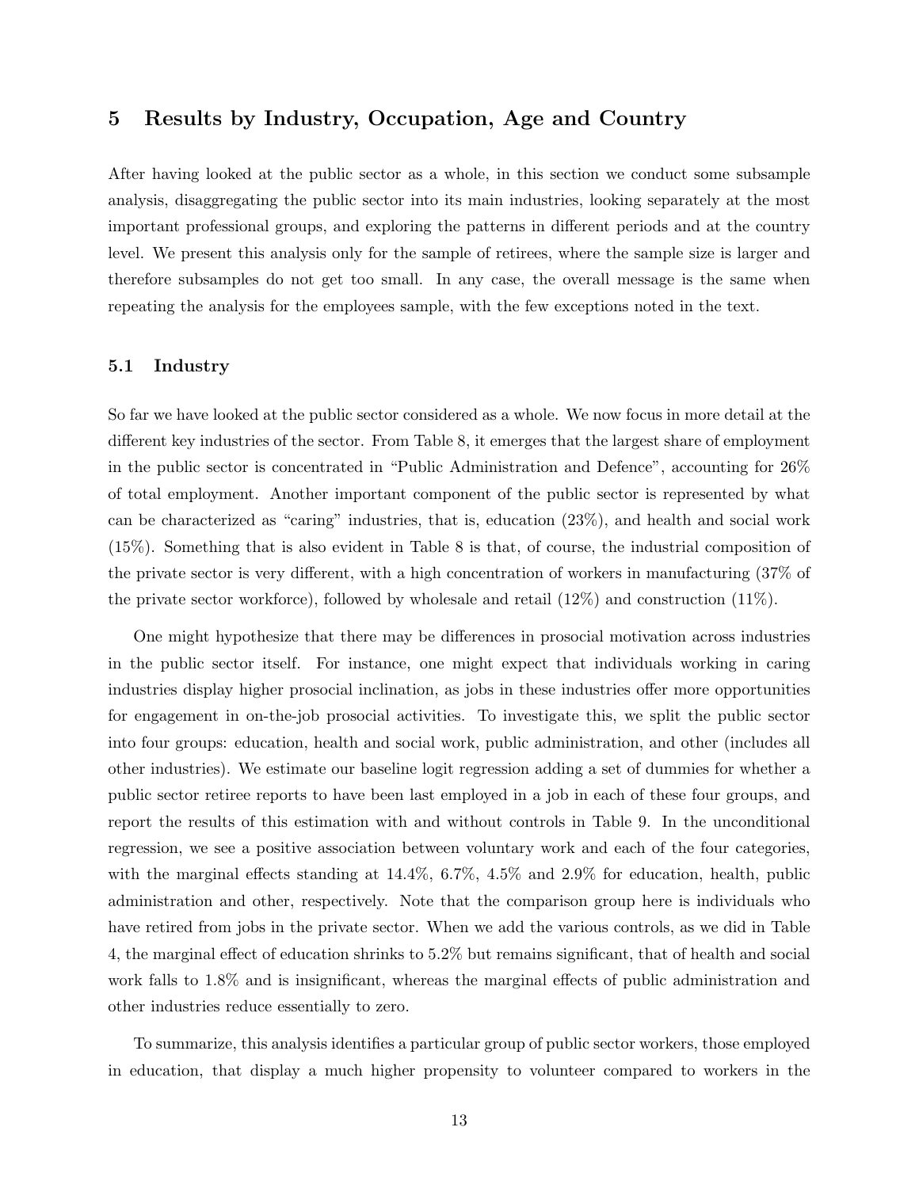## 5 Results by Industry, Occupation, Age and Country

After having looked at the public sector as a whole, in this section we conduct some subsample analysis, disaggregating the public sector into its main industries, looking separately at the most important professional groups, and exploring the patterns in different periods and at the country level. We present this analysis only for the sample of retirees, where the sample size is larger and therefore subsamples do not get too small. In any case, the overall message is the same when repeating the analysis for the employees sample, with the few exceptions noted in the text.

### 5.1 Industry

So far we have looked at the public sector considered as a whole. We now focus in more detail at the different key industries of the sector. From Table 8, it emerges that the largest share of employment in the public sector is concentrated in "Public Administration and Defence", accounting for 26% of total employment. Another important component of the public sector is represented by what can be characterized as "caring" industries, that is, education (23%), and health and social work (15%). Something that is also evident in Table 8 is that, of course, the industrial composition of the private sector is very different, with a high concentration of workers in manufacturing (37% of the private sector workforce), followed by wholesale and retail (12%) and construction (11%).

One might hypothesize that there may be differences in prosocial motivation across industries in the public sector itself. For instance, one might expect that individuals working in caring industries display higher prosocial inclination, as jobs in these industries offer more opportunities for engagement in on-the-job prosocial activities. To investigate this, we split the public sector into four groups: education, health and social work, public administration, and other (includes all other industries). We estimate our baseline logit regression adding a set of dummies for whether a public sector retiree reports to have been last employed in a job in each of these four groups, and report the results of this estimation with and without controls in Table 9. In the unconditional regression, we see a positive association between voluntary work and each of the four categories, with the marginal effects standing at 14.4%, 6.7%, 4.5% and 2.9% for education, health, public administration and other, respectively. Note that the comparison group here is individuals who have retired from jobs in the private sector. When we add the various controls, as we did in Table 4, the marginal effect of education shrinks to 5.2% but remains significant, that of health and social work falls to 1.8% and is insignificant, whereas the marginal effects of public administration and other industries reduce essentially to zero.

To summarize, this analysis identifies a particular group of public sector workers, those employed in education, that display a much higher propensity to volunteer compared to workers in the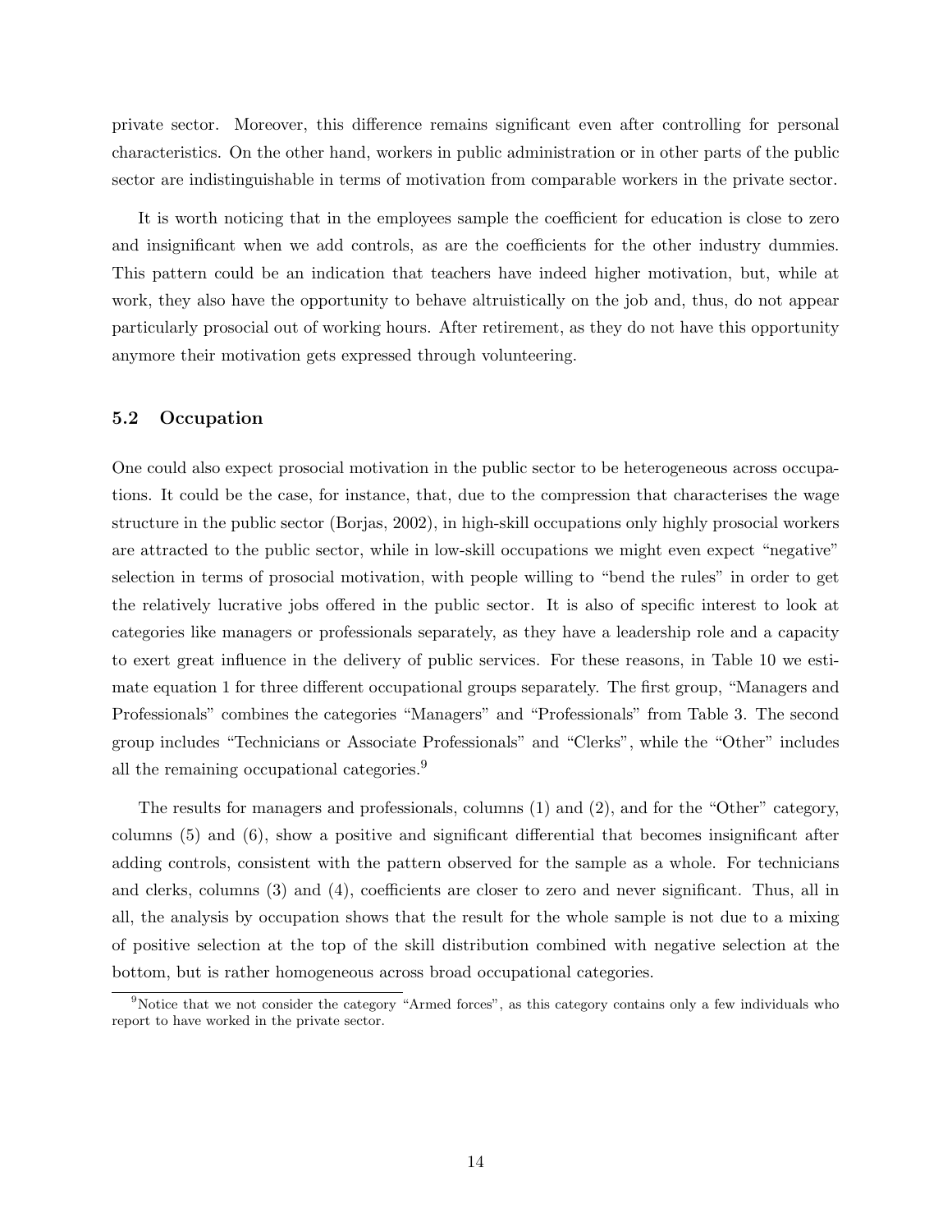private sector. Moreover, this difference remains significant even after controlling for personal characteristics. On the other hand, workers in public administration or in other parts of the public sector are indistinguishable in terms of motivation from comparable workers in the private sector.

It is worth noticing that in the employees sample the coefficient for education is close to zero and insignificant when we add controls, as are the coefficients for the other industry dummies. This pattern could be an indication that teachers have indeed higher motivation, but, while at work, they also have the opportunity to behave altruistically on the job and, thus, do not appear particularly prosocial out of working hours. After retirement, as they do not have this opportunity anymore their motivation gets expressed through volunteering.

### 5.2 Occupation

One could also expect prosocial motivation in the public sector to be heterogeneous across occupations. It could be the case, for instance, that, due to the compression that characterises the wage structure in the public sector (Borjas, 2002), in high-skill occupations only highly prosocial workers are attracted to the public sector, while in low-skill occupations we might even expect "negative" selection in terms of prosocial motivation, with people willing to "bend the rules" in order to get the relatively lucrative jobs offered in the public sector. It is also of specific interest to look at categories like managers or professionals separately, as they have a leadership role and a capacity to exert great influence in the delivery of public services. For these reasons, in Table 10 we estimate equation 1 for three different occupational groups separately. The first group, "Managers and Professionals" combines the categories "Managers" and "Professionals" from Table 3. The second group includes "Technicians or Associate Professionals" and "Clerks", while the "Other" includes all the remaining occupational categories.[9]

The results for managers and professionals, columns (1) and (2), and for the "Other" category, columns (5) and (6), show a positive and significant differential that becomes insignificant after adding controls, consistent with the pattern observed for the sample as a whole. For technicians and clerks, columns (3) and (4), coefficients are closer to zero and never significant. Thus, all in all, the analysis by occupation shows that the result for the whole sample is not due to a mixing of positive selection at the top of the skill distribution combined with negative selection at the bottom, but is rather homogeneous across broad occupational categories.

[9] Notice that we not consider the category "Armed forces", as this category contains only a few individuals who report to have worked in the private sector.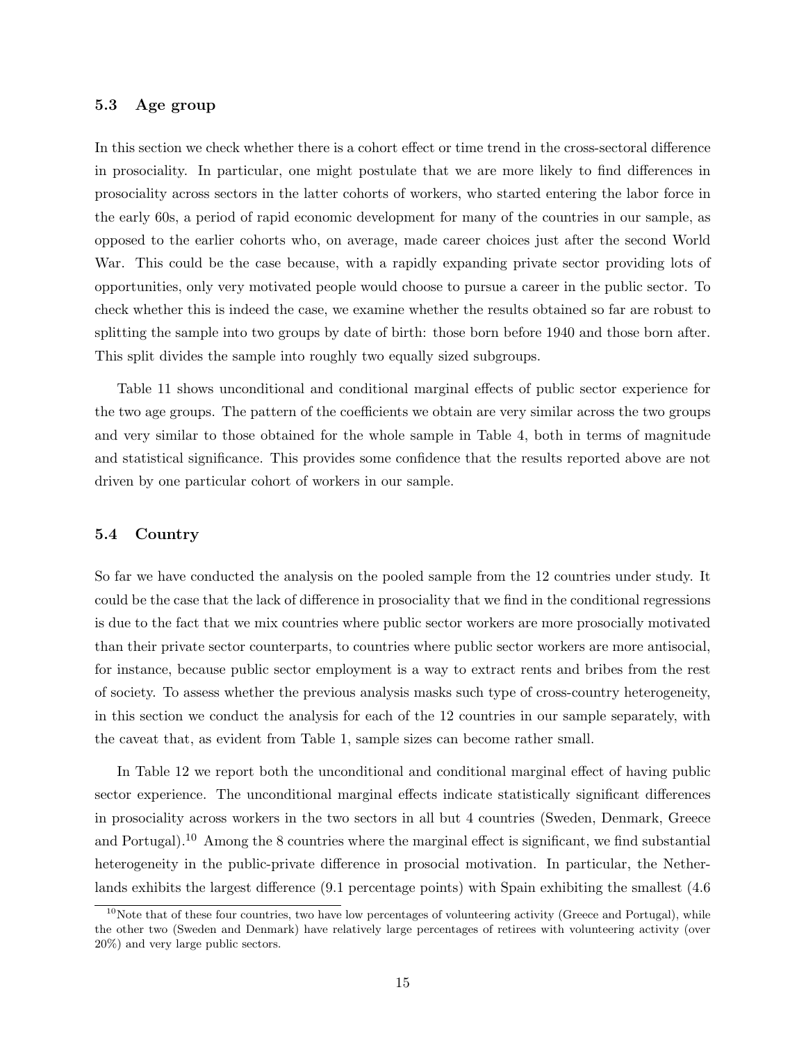### 5.3 Age group

In this section we check whether there is a cohort effect or time trend in the cross-sectoral difference in prosociality. In particular, one might postulate that we are more likely to find differences in prosociality across sectors in the latter cohorts of workers, who started entering the labor force in the early 60s, a period of rapid economic development for many of the countries in our sample, as opposed to the earlier cohorts who, on average, made career choices just after the second World War. This could be the case because, with a rapidly expanding private sector providing lots of opportunities, only very motivated people would choose to pursue a career in the public sector. To check whether this is indeed the case, we examine whether the results obtained so far are robust to splitting the sample into two groups by date of birth: those born before 1940 and those born after. This split divides the sample into roughly two equally sized subgroups.

Table 11 shows unconditional and conditional marginal effects of public sector experience for the two age groups. The pattern of the coefficients we obtain are very similar across the two groups and very similar to those obtained for the whole sample in Table 4, both in terms of magnitude and statistical significance. This provides some confidence that the results reported above are not driven by one particular cohort of workers in our sample.

### 5.4 Country

So far we have conducted the analysis on the pooled sample from the 12 countries under study. It could be the case that the lack of difference in prosociality that we find in the conditional regressions is due to the fact that we mix countries where public sector workers are more prosocially motivated than their private sector counterparts, to countries where public sector workers are more antisocial, for instance, because public sector employment is a way to extract rents and bribes from the rest of society. To assess whether the previous analysis masks such type of cross-country heterogeneity, in this section we conduct the analysis for each of the 12 countries in our sample separately, with the caveat that, as evident from Table 1, sample sizes can become rather small.

In Table 12 we report both the unconditional and conditional marginal effect of having public sector experience. The unconditional marginal effects indicate statistically significant differences in prosociality across workers in the two sectors in all but 4 countries (Sweden, Denmark, Greece and Portugal).[10] Among the 8 countries where the marginal effect is significant, we find substantial heterogeneity in the public-private difference in prosocial motivation. In particular, the Netherlands exhibits the largest difference (9.1 percentage points) with Spain exhibiting the smallest (4.6

[10]Note that of these four countries, two have low percentages of volunteering activity (Greece and Portugal), while the other two (Sweden and Denmark) have relatively large percentages of retirees with volunteering activity (over 20%) and very large public sectors.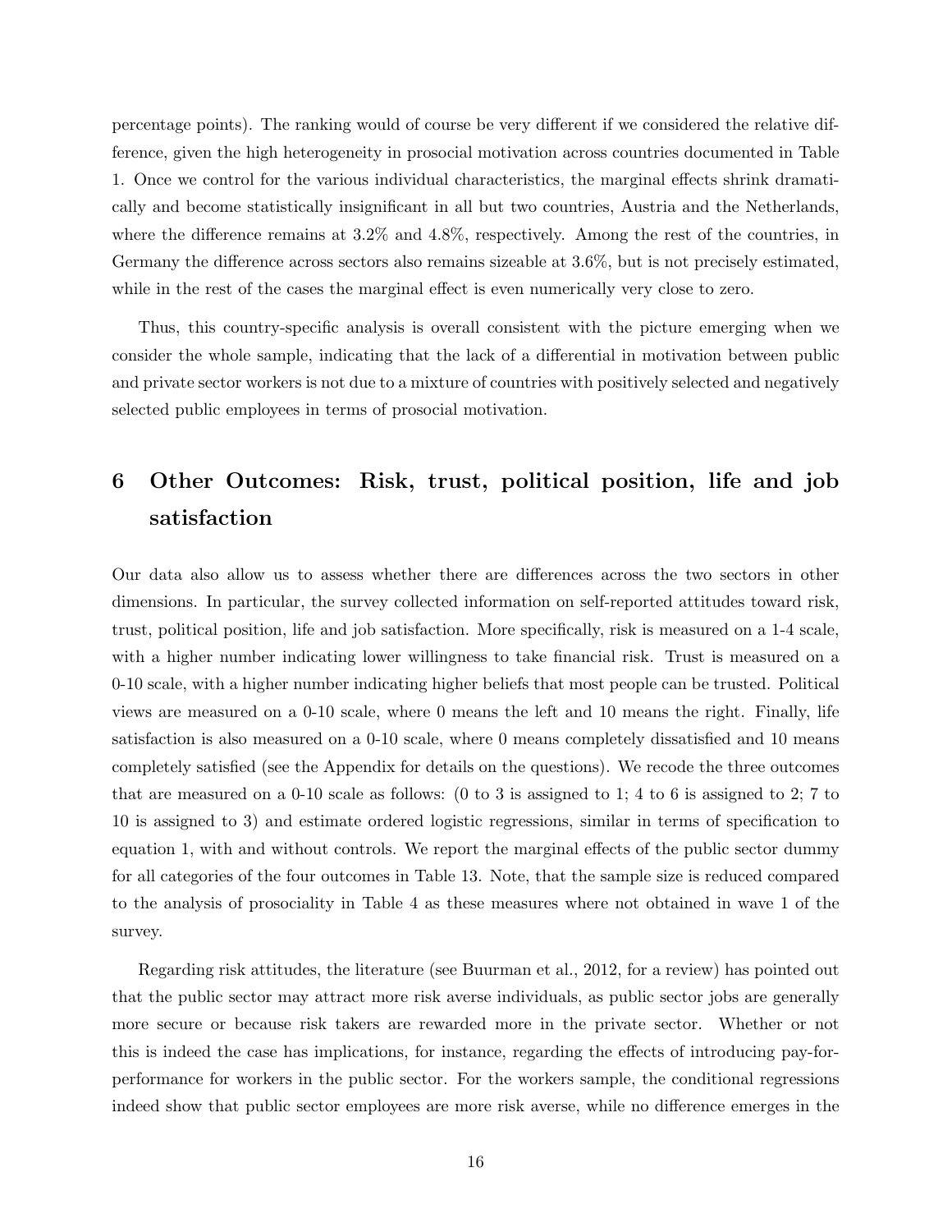percentage points). The ranking would of course be very different if we considered the relative difference, given the high heterogeneity in prosocial motivation across countries documented in Table 1. Once we control for the various individual characteristics, the marginal effects shrink dramatically and become statistically insignificant in all but two countries, Austria and the Netherlands, where the difference remains at 3.2% and 4.8%, respectively. Among the rest of the countries, in Germany the difference across sectors also remains sizeable at 3.6%, but is not precisely estimated, while in the rest of the cases the marginal effect is even numerically very close to zero.

Thus, this country-specific analysis is overall consistent with the picture emerging when we consider the whole sample, indicating that the lack of a differential in motivation between public and private sector workers is not due to a mixture of countries with positively selected and negatively selected public employees in terms of prosocial motivation.

# 6 Other Outcomes: Risk, trust, political position, life and job satisfaction

Our data also allow us to assess whether there are differences across the two sectors in other dimensions. In particular, the survey collected information on self-reported attitudes toward risk, trust, political position, life and job satisfaction. More specifically, risk is measured on a 1-4 scale, with a higher number indicating lower willingness to take financial risk. Trust is measured on a 0-10 scale, with a higher number indicating higher beliefs that most people can be trusted. Political views are measured on a 0-10 scale, where 0 means the left and 10 means the right. Finally, life satisfaction is also measured on a 0-10 scale, where 0 means completely dissatisfied and 10 means completely satisfied (see the Appendix for details on the questions). We recode the three outcomes that are measured on a 0-10 scale as follows: (0 to 3 is assigned to 1; 4 to 6 is assigned to 2; 7 to 10 is assigned to 3) and estimate ordered logistic regressions, similar in terms of specification to equation 1, with and without controls. We report the marginal effects of the public sector dummy for all categories of the four outcomes in Table 13. Note, that the sample size is reduced compared to the analysis of prosociality in Table 4 as these measures where not obtained in wave 1 of the survey.

Regarding risk attitudes, the literature (see Buurman et al., 2012, for a review) has pointed out that the public sector may attract more risk averse individuals, as public sector jobs are generally more secure or because risk takers are rewarded more in the private sector. Whether or not this is indeed the case has implications, for instance, regarding the effects of introducing pay-for-performance for workers in the public sector. For the workers sample, the conditional regressions indeed show that public sector employees are more risk averse, while no difference emerges in the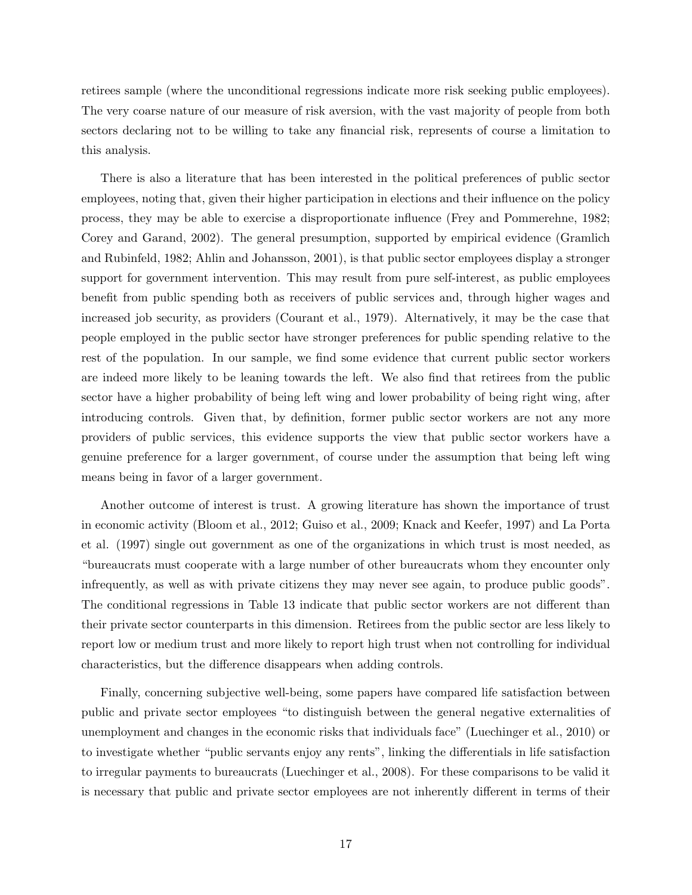retirees sample (where the unconditional regressions indicate more risk seeking public employees). The very coarse nature of our measure of risk aversion, with the vast majority of people from both sectors declaring not to be willing to take any financial risk, represents of course a limitation to this analysis.

There is also a literature that has been interested in the political preferences of public sector employees, noting that, given their higher participation in elections and their influence on the policy process, they may be able to exercise a disproportionate influence (Frey and Pommerehne, 1982; Corey and Garand, 2002). The general presumption, supported by empirical evidence (Gramlich and Rubinfeld, 1982; Ahlin and Johansson, 2001), is that public sector employees display a stronger support for government intervention. This may result from pure self-interest, as public employees benefit from public spending both as receivers of public services and, through higher wages and increased job security, as providers (Courant et al., 1979). Alternatively, it may be the case that people employed in the public sector have stronger preferences for public spending relative to the rest of the population. In our sample, we find some evidence that current public sector workers are indeed more likely to be leaning towards the left. We also find that retirees from the public sector have a higher probability of being left wing and lower probability of being right wing, after introducing controls. Given that, by definition, former public sector workers are not any more providers of public services, this evidence supports the view that public sector workers have a genuine preference for a larger government, of course under the assumption that being left wing means being in favor of a larger government.

Another outcome of interest is trust. A growing literature has shown the importance of trust in economic activity (Bloom et al., 2012; Guiso et al., 2009; Knack and Keefer, 1997) and La Porta et al. (1997) single out government as one of the organizations in which trust is most needed, as "bureaucrats must cooperate with a large number of other bureaucrats whom they encounter only infrequently, as well as with private citizens they may never see again, to produce public goods". The conditional regressions in Table 13 indicate that public sector workers are not different than their private sector counterparts in this dimension. Retirees from the public sector are less likely to report low or medium trust and more likely to report high trust when not controlling for individual characteristics, but the difference disappears when adding controls.

Finally, concerning subjective well-being, some papers have compared life satisfaction between public and private sector employees "to distinguish between the general negative externalities of unemployment and changes in the economic risks that individuals face" (Luechinger et al., 2010) or to investigate whether "public servants enjoy any rents", linking the differentials in life satisfaction to irregular payments to bureaucrats (Luechinger et al., 2008). For these comparisons to be valid it is necessary that public and private sector employees are not inherently different in terms of their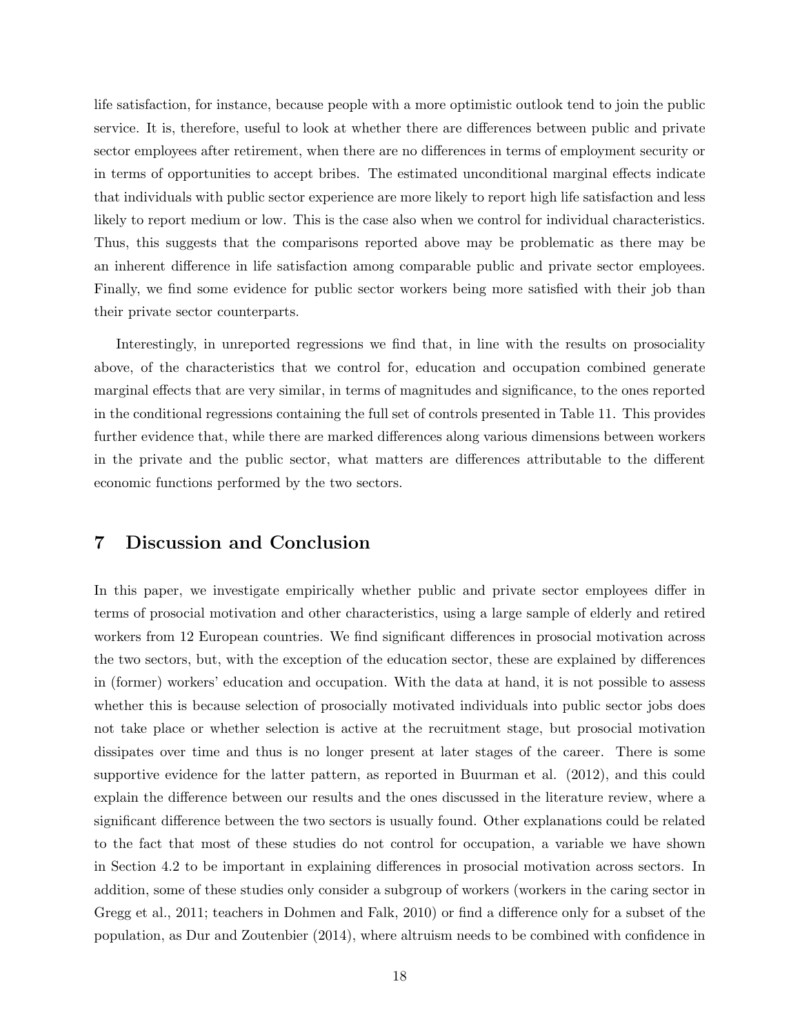life satisfaction, for instance, because people with a more optimistic outlook tend to join the public service. It is, therefore, useful to look at whether there are differences between public and private sector employees after retirement, when there are no differences in terms of employment security or in terms of opportunities to accept bribes. The estimated unconditional marginal effects indicate that individuals with public sector experience are more likely to report high life satisfaction and less likely to report medium or low. This is the case also when we control for individual characteristics. Thus, this suggests that the comparisons reported above may be problematic as there may be an inherent difference in life satisfaction among comparable public and private sector employees. Finally, we find some evidence for public sector workers being more satisfied with their job than their private sector counterparts.

Interestingly, in unreported regressions we find that, in line with the results on prosociality above, of the characteristics that we control for, education and occupation combined generate marginal effects that are very similar, in terms of magnitudes and significance, to the ones reported in the conditional regressions containing the full set of controls presented in Table 11. This provides further evidence that, while there are marked differences along various dimensions between workers in the private and the public sector, what matters are differences attributable to the different economic functions performed by the two sectors.

# 7 Discussion and Conclusion

In this paper, we investigate empirically whether public and private sector employees differ in terms of prosocial motivation and other characteristics, using a large sample of elderly and retired workers from 12 European countries. We find significant differences in prosocial motivation across the two sectors, but, with the exception of the education sector, these are explained by differences in (former) workers' education and occupation. With the data at hand, it is not possible to assess whether this is because selection of prosocially motivated individuals into public sector jobs does not take place or whether selection is active at the recruitment stage, but prosocial motivation dissipates over time and thus is no longer present at later stages of the career. There is some supportive evidence for the latter pattern, as reported in Buurman et al. (2012), and this could explain the difference between our results and the ones discussed in the literature review, where a significant difference between the two sectors is usually found. Other explanations could be related to the fact that most of these studies do not control for occupation, a variable we have shown in Section 4.2 to be important in explaining differences in prosocial motivation across sectors. In addition, some of these studies only consider a subgroup of workers (workers in the caring sector in Gregg et al., 2011; teachers in Dohmen and Falk, 2010) or find a difference only for a subset of the population, as Dur and Zoutenbier (2014), where altruism needs to be combined with confidence in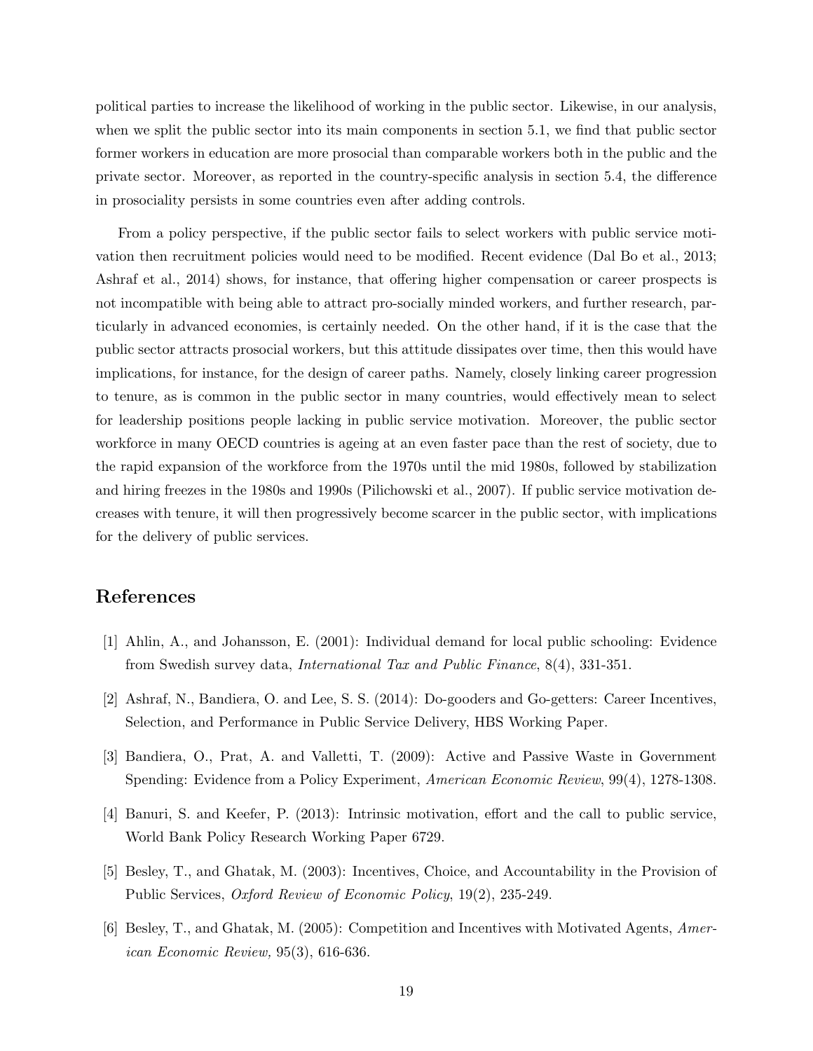political parties to increase the likelihood of working in the public sector. Likewise, in our analysis, when we split the public sector into its main components in section 5.1, we find that public sector former workers in education are more prosocial than comparable workers both in the public and the private sector. Moreover, as reported in the country-specific analysis in section 5.4, the difference in prosociality persists in some countries even after adding controls.

From a policy perspective, if the public sector fails to select workers with public service motivation then recruitment policies would need to be modified. Recent evidence (Dal Bo et al., 2013; Ashraf et al., 2014) shows, for instance, that offering higher compensation or career prospects is not incompatible with being able to attract pro-socially minded workers, and further research, particularly in advanced economies, is certainly needed. On the other hand, if it is the case that the public sector attracts prosocial workers, but this attitude dissipates over time, then this would have implications, for instance, for the design of career paths. Namely, closely linking career progression to tenure, as is common in the public sector in many countries, would effectively mean to select for leadership positions people lacking in public service motivation. Moreover, the public sector workforce in many OECD countries is ageing at an even faster pace than the rest of society, due to the rapid expansion of the workforce from the 1970s until the mid 1980s, followed by stabilization and hiring freezes in the 1980s and 1990s (Pilichowski et al., 2007). If public service motivation decreases with tenure, it will then progressively become scarcer in the public sector, with implications for the delivery of public services.

## References

[1] Ahlin, A., and Johansson, E. (2001): Individual demand for local public schooling: Evidence from Swedish survey data, *International Tax and Public Finance*, 8(4), 331-351.

[2] Ashraf, N., Bandiera, O. and Lee, S. S. (2014): Do-gooders and Go-getters: Career Incentives, Selection, and Performance in Public Service Delivery, HBS Working Paper.

[3] Bandiera, O., Prat, A. and Valletti, T. (2009): Active and Passive Waste in Government Spending: Evidence from a Policy Experiment, *American Economic Review*, 99(4), 1278-1308.

[4] Banuri, S. and Keefer, P. (2013): Intrinsic motivation, effort and the call to public service, World Bank Policy Research Working Paper 6729.

[5] Besley, T., and Ghatak, M. (2003): Incentives, Choice, and Accountability in the Provision of Public Services, *Oxford Review of Economic Policy*, 19(2), 235-249.

[6] Besley, T., and Ghatak, M. (2005): Competition and Incentives with Motivated Agents, *American Economic Review,* 95(3), 616-636.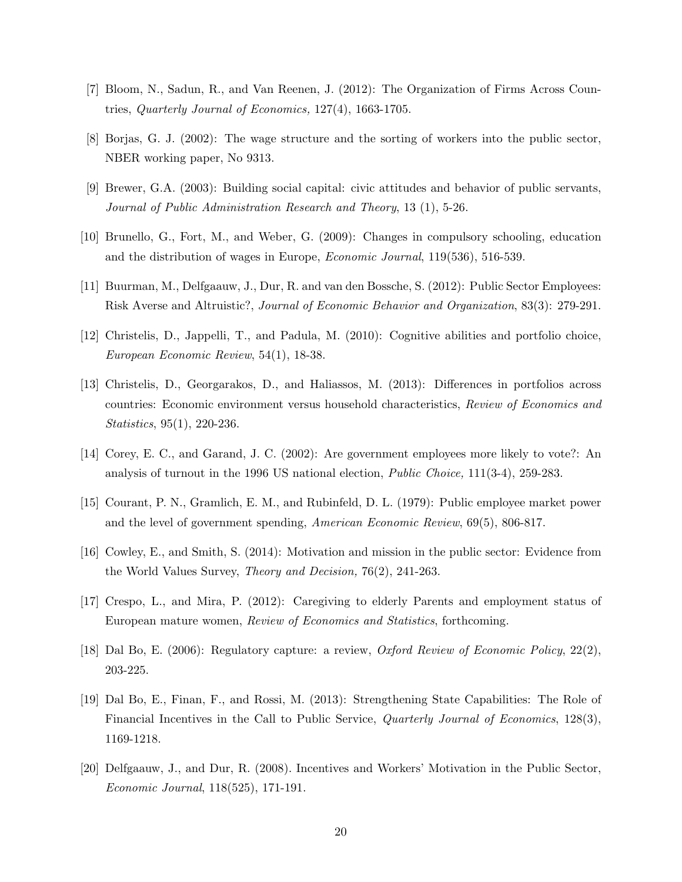[7] Bloom, N., Sadun, R., and Van Reenen, J. (2012): The Organization of Firms Across Countries, *Quarterly Journal of Economics,* 127(4), 1663-1705.

[8] Borjas, G. J. (2002): The wage structure and the sorting of workers into the public sector, NBER working paper, No 9313.

[9] Brewer, G.A. (2003): Building social capital: civic attitudes and behavior of public servants, *Journal of Public Administration Research and Theory*, 13 (1), 5-26.

[10] Brunello, G., Fort, M., and Weber, G. (2009): Changes in compulsory schooling, education and the distribution of wages in Europe, *Economic Journal*, 119(536), 516-539.

[11] Buurman, M., Delfgaauw, J., Dur, R. and van den Bossche, S. (2012): Public Sector Employees: Risk Averse and Altruistic?, *Journal of Economic Behavior and Organization*, 83(3): 279-291.

[12] Christelis, D., Jappelli, T., and Padula, M. (2010): Cognitive abilities and portfolio choice, *European Economic Review*, 54(1), 18-38.

[13] Christelis, D., Georgarakos, D., and Haliassos, M. (2013): Differences in portfolios across countries: Economic environment versus household characteristics, *Review of Economics and Statistics*, 95(1), 220-236.

[14] Corey, E. C., and Garand, J. C. (2002): Are government employees more likely to vote?: An analysis of turnout in the 1996 US national election, *Public Choice,* 111(3-4), 259-283.

[15] Courant, P. N., Gramlich, E. M., and Rubinfeld, D. L. (1979): Public employee market power and the level of government spending, *American Economic Review*, 69(5), 806-817.

[16] Cowley, E., and Smith, S. (2014): Motivation and mission in the public sector: Evidence from the World Values Survey, *Theory and Decision,* 76(2), 241-263.

[17] Crespo, L., and Mira, P. (2012): Caregiving to elderly Parents and employment status of European mature women, *Review of Economics and Statistics*, forthcoming.

[18] Dal Bo, E. (2006): Regulatory capture: a review, *Oxford Review of Economic Policy*, 22(2), 203-225.

[19] Dal Bo, E., Finan, F., and Rossi, M. (2013): Strengthening State Capabilities: The Role of Financial Incentives in the Call to Public Service, *Quarterly Journal of Economics*, 128(3), 1169-1218.

[20] Delfgaauw, J., and Dur, R. (2008). Incentives and Workers' Motivation in the Public Sector, *Economic Journal*, 118(525), 171-191.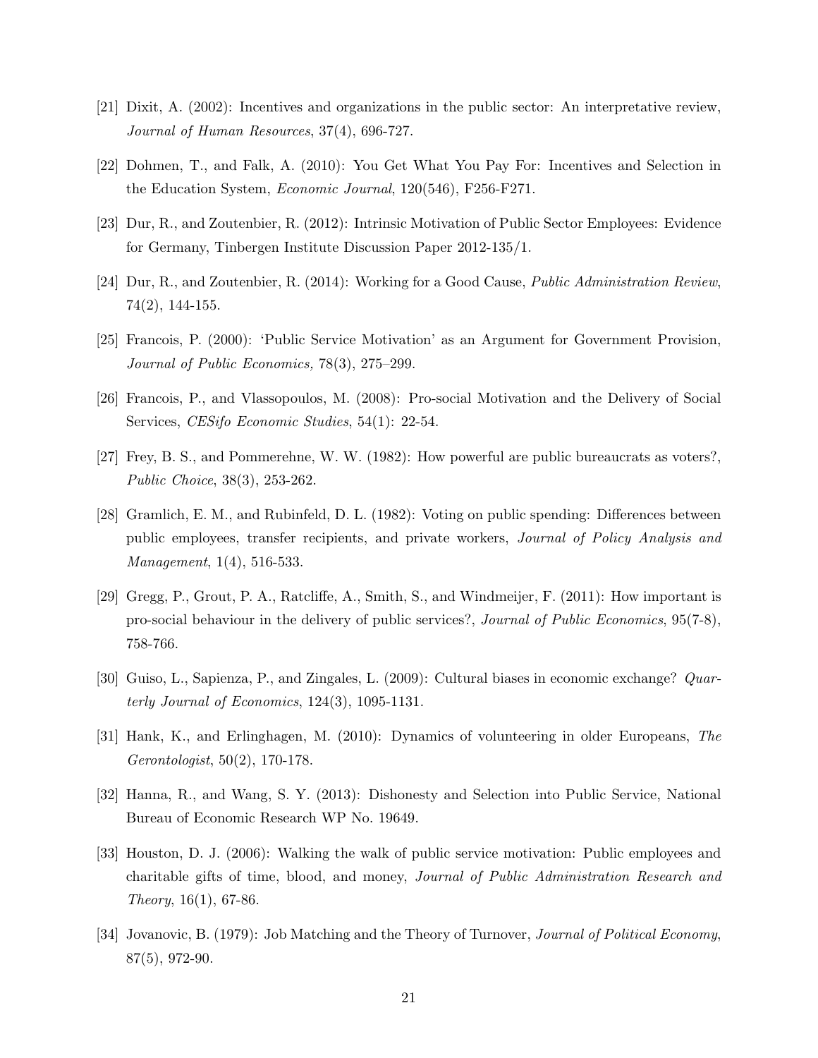[21] Dixit, A. (2002): Incentives and organizations in the public sector: An interpretative review, *Journal of Human Resources*, 37(4), 696-727.

[22] Dohmen, T., and Falk, A. (2010): You Get What You Pay For: Incentives and Selection in the Education System, *Economic Journal*, 120(546), F256-F271.

[23] Dur, R., and Zoutenbier, R. (2012): Intrinsic Motivation of Public Sector Employees: Evidence for Germany, Tinbergen Institute Discussion Paper 2012-135/1.

[24] Dur, R., and Zoutenbier, R. (2014): Working for a Good Cause, *Public Administration Review*, 74(2), 144-155.

[25] Francois, P. (2000): 'Public Service Motivation' as an Argument for Government Provision, *Journal of Public Economics,* 78(3), 275–299.

[26] Francois, P., and Vlassopoulos, M. (2008): Pro-social Motivation and the Delivery of Social Services, *CESifo Economic Studies*, 54(1): 22-54.

[27] Frey, B. S., and Pommerehne, W. W. (1982): How powerful are public bureaucrats as voters?, *Public Choice*, 38(3), 253-262.

[28] Gramlich, E. M., and Rubinfeld, D. L. (1982): Voting on public spending: Differences between public employees, transfer recipients, and private workers, *Journal of Policy Analysis and Management*, 1(4), 516-533.

[29] Gregg, P., Grout, P. A., Ratcliffe, A., Smith, S., and Windmeijer, F. (2011): How important is pro-social behaviour in the delivery of public services?, *Journal of Public Economics*, 95(7-8), 758-766.

[30] Guiso, L., Sapienza, P., and Zingales, L. (2009): Cultural biases in economic exchange? *Quarterly Journal of Economics*, 124(3), 1095-1131.

[31] Hank, K., and Erlinghagen, M. (2010): Dynamics of volunteering in older Europeans, *The Gerontologist*, 50(2), 170-178.

[32] Hanna, R., and Wang, S. Y. (2013): Dishonesty and Selection into Public Service, National Bureau of Economic Research WP No. 19649.

[33] Houston, D. J. (2006): Walking the walk of public service motivation: Public employees and charitable gifts of time, blood, and money, *Journal of Public Administration Research and Theory*, 16(1), 67-86.

[34] Jovanovic, B. (1979): Job Matching and the Theory of Turnover, *Journal of Political Economy*, 87(5), 972-90.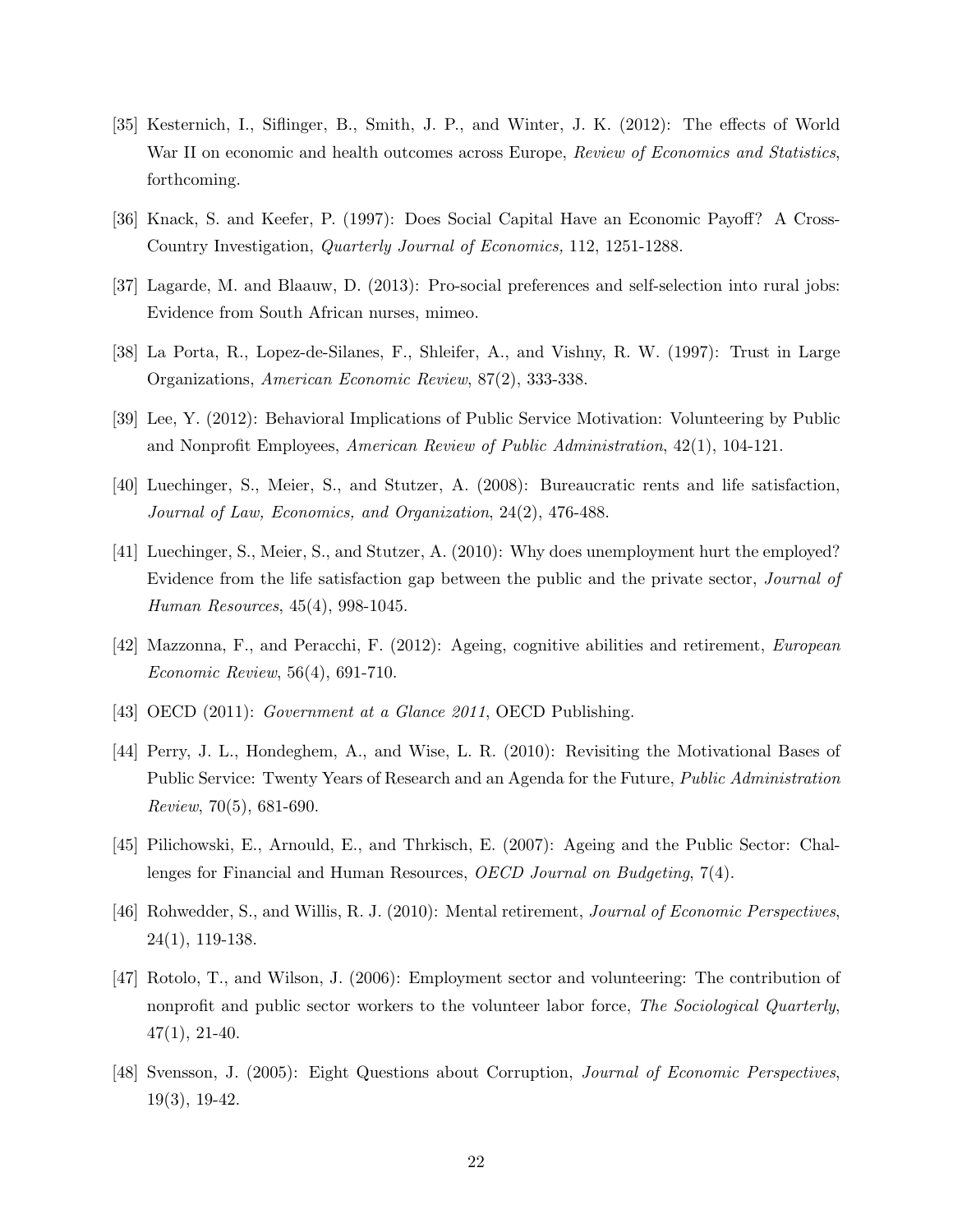[35] Kesternich, I., Siflinger, B., Smith, J. P., and Winter, J. K. (2012): The effects of World War II on economic and health outcomes across Europe, *Review of Economics and Statistics*, forthcoming.

[36] Knack, S. and Keefer, P. (1997): Does Social Capital Have an Economic Payoff? A Cross-Country Investigation, *Quarterly Journal of Economics,* 112, 1251-1288.

[37] Lagarde, M. and Blaauw, D. (2013): Pro-social preferences and self-selection into rural jobs: Evidence from South African nurses, mimeo.

[38] La Porta, R., Lopez-de-Silanes, F., Shleifer, A., and Vishny, R. W. (1997): Trust in Large Organizations, *American Economic Review*, 87(2), 333-338.

[39] Lee, Y. (2012): Behavioral Implications of Public Service Motivation: Volunteering by Public and Nonprofit Employees, *American Review of Public Administration*, 42(1), 104-121.

[40] Luechinger, S., Meier, S., and Stutzer, A. (2008): Bureaucratic rents and life satisfaction, *Journal of Law, Economics, and Organization*, 24(2), 476-488.

[41] Luechinger, S., Meier, S., and Stutzer, A. (2010): Why does unemployment hurt the employed? Evidence from the life satisfaction gap between the public and the private sector, *Journal of Human Resources*, 45(4), 998-1045.

[42] Mazzonna, F., and Peracchi, F. (2012): Ageing, cognitive abilities and retirement, *European Economic Review*, 56(4), 691-710.

[43] OECD (2011): *Government at a Glance 2011*, OECD Publishing.

[44] Perry, J. L., Hondeghem, A., and Wise, L. R. (2010): Revisiting the Motivational Bases of Public Service: Twenty Years of Research and an Agenda for the Future, *Public Administration Review*, 70(5), 681-690.

[45] Pilichowski, E., Arnould, E., and Thrkisch, E. (2007): Ageing and the Public Sector: Challenges for Financial and Human Resources, *OECD Journal on Budgeting*, 7(4).

[46] Rohwedder, S., and Willis, R. J. (2010): Mental retirement, *Journal of Economic Perspectives*, 24(1), 119-138.

[47] Rotolo, T., and Wilson, J. (2006): Employment sector and volunteering: The contribution of nonprofit and public sector workers to the volunteer labor force, *The Sociological Quarterly*, 47(1), 21-40.

[48] Svensson, J. (2005): Eight Questions about Corruption, *Journal of Economic Perspectives*, 19(3), 19-42.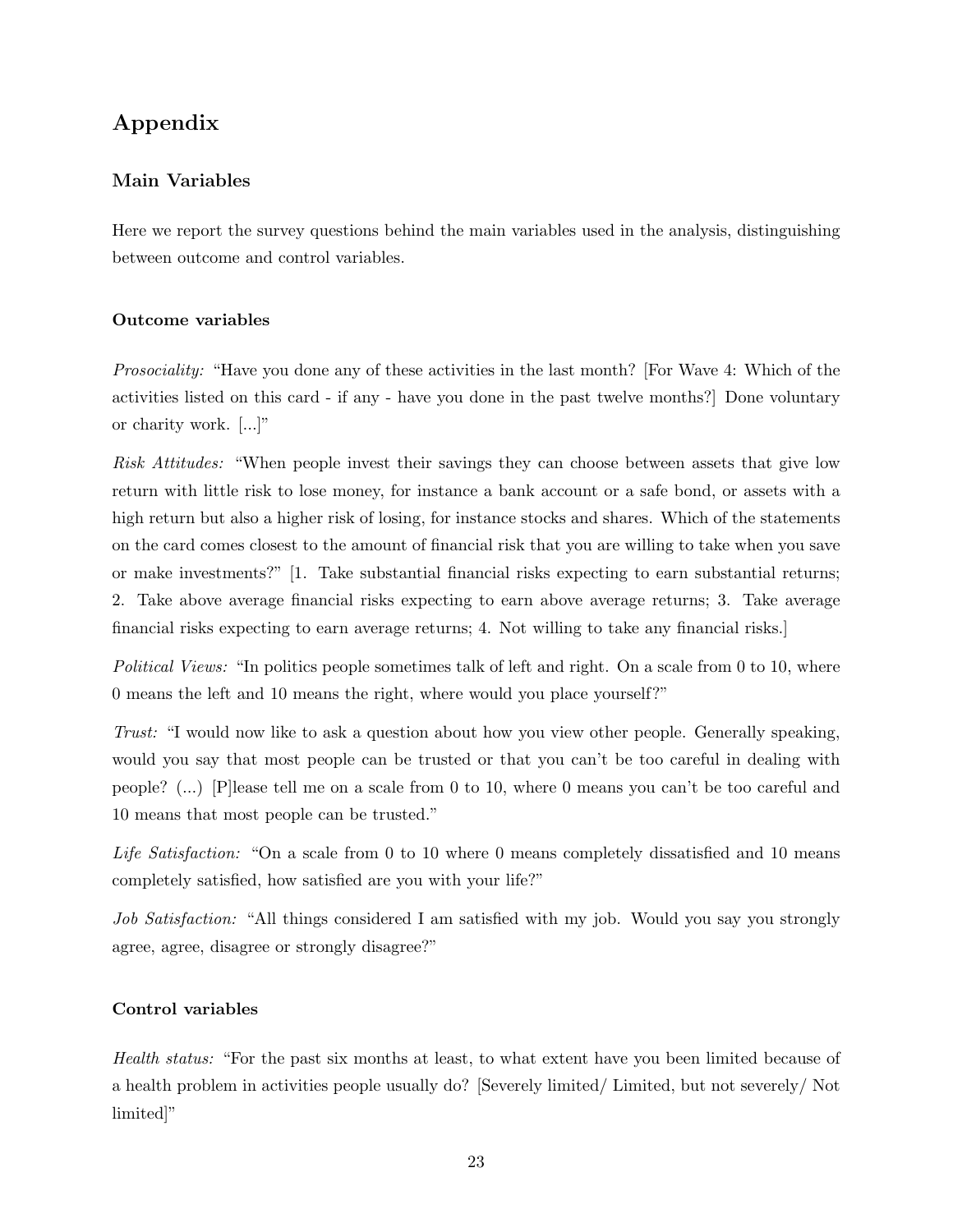## Appendix

### Main Variables

Here we report the survey questions behind the main variables used in the analysis, distinguishing between outcome and control variables.

#### Outcome variables

*Prosociality:* "Have you done any of these activities in the last month? [For Wave 4: Which of the activities listed on this card - if any - have you done in the past twelve months?] Done voluntary or charity work. [...]"

*Risk Attitudes:* "When people invest their savings they can choose between assets that give low return with little risk to lose money, for instance a bank account or a safe bond, or assets with a high return but also a higher risk of losing, for instance stocks and shares. Which of the statements on the card comes closest to the amount of financial risk that you are willing to take when you save or make investments?" [1. Take substantial financial risks expecting to earn substantial returns; 2. Take above average financial risks expecting to earn above average returns; 3. Take average financial risks expecting to earn average returns; 4. Not willing to take any financial risks.]

*Political Views:* "In politics people sometimes talk of left and right. On a scale from 0 to 10, where 0 means the left and 10 means the right, where would you place yourself?"

*Trust:* "I would now like to ask a question about how you view other people. Generally speaking, would you say that most people can be trusted or that you can't be too careful in dealing with people? (...) [P]lease tell me on a scale from 0 to 10, where 0 means you can't be too careful and 10 means that most people can be trusted."

*Life Satisfaction:* "On a scale from 0 to 10 where 0 means completely dissatisfied and 10 means completely satisfied, how satisfied are you with your life?"

*Job Satisfaction:* "All things considered I am satisfied with my job. Would you say you strongly agree, agree, disagree or strongly disagree?"

#### Control variables

*Health status:* "For the past six months at least, to what extent have you been limited because of a health problem in activities people usually do? [Severely limited/ Limited, but not severely/ Not limited]"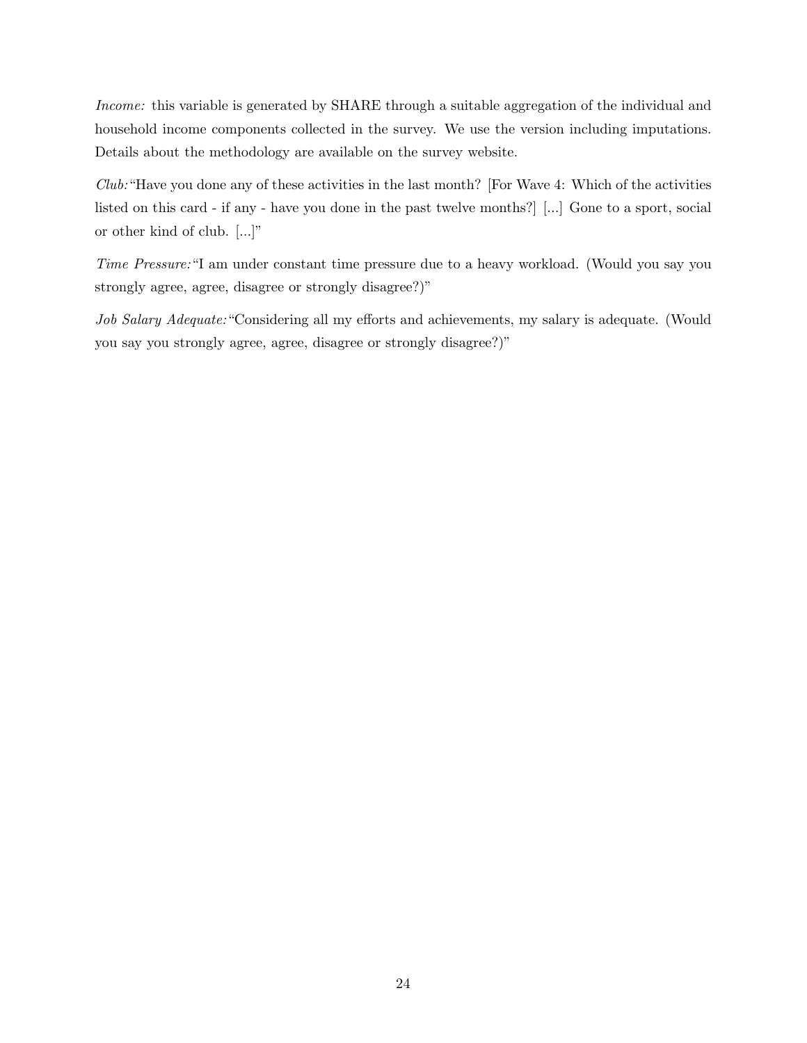*Income:* this variable is generated by SHARE through a suitable aggregation of the individual and household income components collected in the survey. We use the version including imputations. Details about the methodology are available on the survey website.

*Club:* "Have you done any of these activities in the last month? [For Wave 4: Which of the activities listed on this card - if any - have you done in the past twelve months?] [...] Gone to a sport, social or other kind of club. [...]"

*Time Pressure:* "I am under constant time pressure due to a heavy workload. (Would you say you strongly agree, agree, disagree or strongly disagree?)"

*Job Salary Adequate:* "Considering all my efforts and achievements, my salary is adequate. (Would you say you strongly agree, agree, disagree or strongly disagree?)"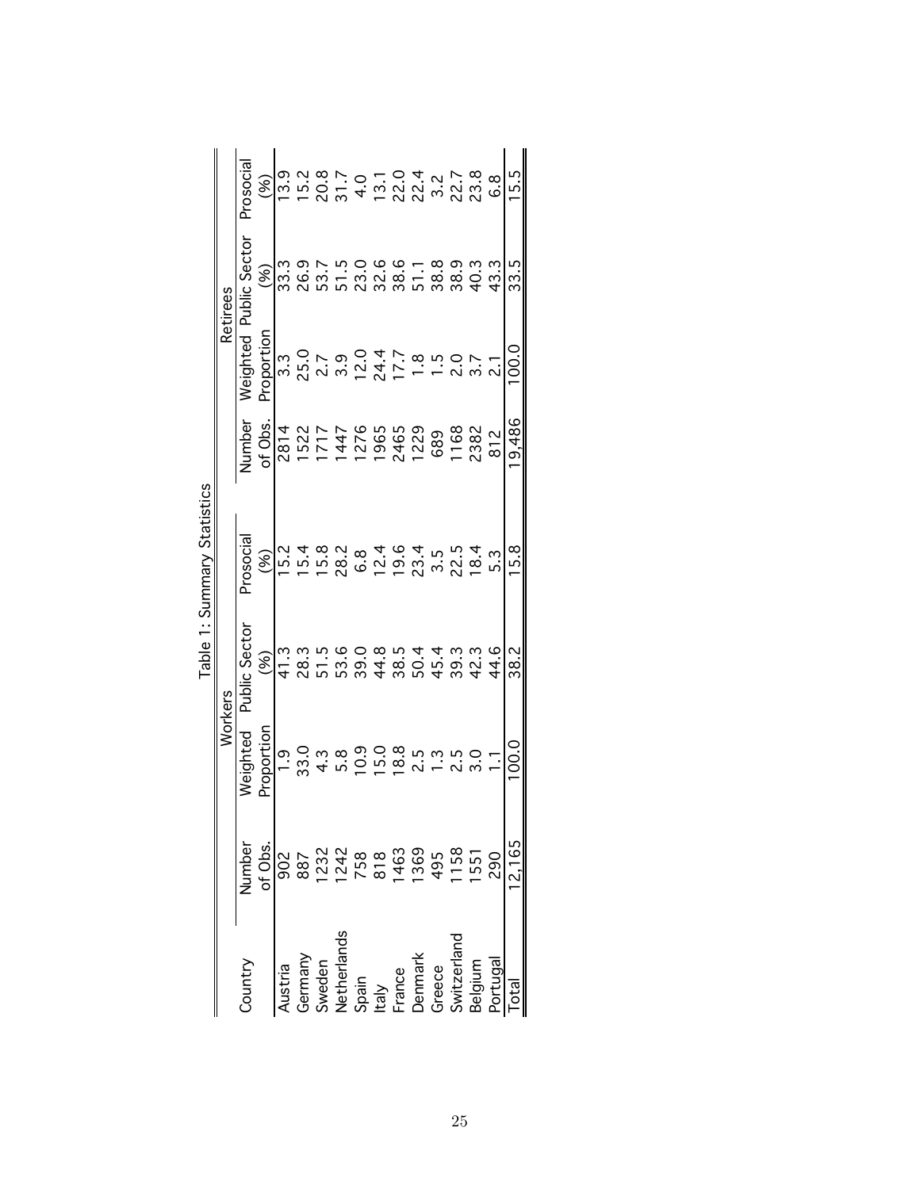Table 1: Summary Statistics

| Country | Workers | | | | Retirees | | | |
|---|---|---|---|---|---|---|---|---|
| | Number of Obs. | Weighted Proportion | Public Sector (%) | Prosocial (%) | Number of Obs. | Weighted Proportion | Public Sector (%) | Prosocial (%) |
| Austria | 902 | 1.9 | 41.3 | 15.2 | 2814 | 3.3 | 33.3 | 13.9 |
| Germany | 887 | 33.0 | 28.3 | 15.4 | 1522 | 25.0 | 26.9 | 15.2 |
| Sweden | 1232 | 4.3 | 51.5 | 15.8 | 1717 | 2.7 | 53.7 | 20.8 |
| Netherlands | 1242 | 5.8 | 53.6 | 28.2 | 1447 | 3.9 | 51.5 | 31.7 |
| Spain | 758 | 10.9 | 39.0 | 6.8 | 1276 | 12.0 | 23.0 | 4.0 |
| Italy | 818 | 15.0 | 44.8 | 12.4 | 1965 | 24.4 | 32.6 | 13.1 |
| France | 1463 | 18.8 | 38.5 | 19.6 | 2465 | 17.7 | 38.6 | 22.0 |
| Denmark | 1369 | 2.5 | 50.4 | 23.4 | 1229 | 1.8 | 51.1 | 22.4 |
| Greece | 495 | 1.3 | 45.4 | 3.5 | 689 | 1.5 | 38.8 | 3.2 |
| Switzerland | 1158 | 2.5 | 39.3 | 22.5 | 1168 | 2.0 | 38.9 | 22.7 |
| Belgium | 1551 | 3.0 | 42.3 | 18.4 | 2382 | 3.7 | 40.3 | 23.8 |
| Portugal | 290 | 1.1 | 44.6 | 5.3 | 812 | 2.1 | 43.3 | 6.8 |
| Total | 12,165 | 100.0 | 38.2 | 15.8 | 19,486 | 100.0 | 33.5 | 15.5 |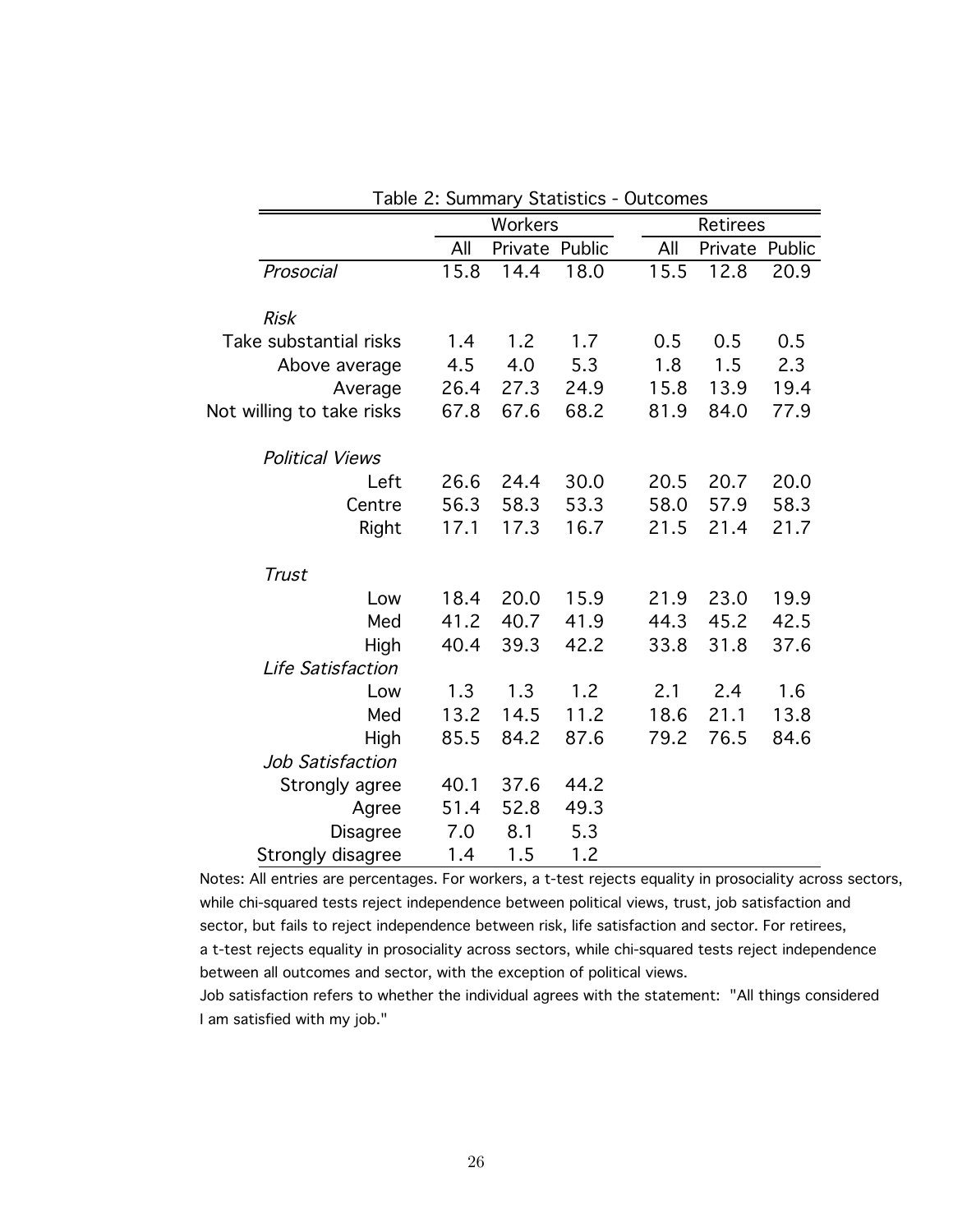Table 2: Summary Statistics - Outcomes

| | Workers | | | Retirees | | |
|---|---|---|---|---|---|---|
| | All | Private | Public | All | Private | Public |
| *Prosocial* | 15.8 | 14.4 | 18.0 | 15.5 | 12.8 | 20.9 |
| *Risk* | | | | | | |
| Take substantial risks | 1.4 | 1.2 | 1.7 | 0.5 | 0.5 | 0.5 |
| Above average | 4.5 | 4.0 | 5.3 | 1.8 | 1.5 | 2.3 |
| Average | 26.4 | 27.3 | 24.9 | 15.8 | 13.9 | 19.4 |
| Not willing to take risks | 67.8 | 67.6 | 68.2 | 81.9 | 84.0 | 77.9 |
| *Political Views* | | | | | | |
| Left | 26.6 | 24.4 | 30.0 | 20.5 | 20.7 | 20.0 |
| Centre | 56.3 | 58.3 | 53.3 | 58.0 | 57.9 | 58.3 |
| Right | 17.1 | 17.3 | 16.7 | 21.5 | 21.4 | 21.7 |
| *Trust* | | | | | | |
| Low | 18.4 | 20.0 | 15.9 | 21.9 | 23.0 | 19.9 |
| Med | 41.2 | 40.7 | 41.9 | 44.3 | 45.2 | 42.5 |
| High | 40.4 | 39.3 | 42.2 | 33.8 | 31.8 | 37.6 |
| *Life Satisfaction* | | | | | | |
| Low | 1.3 | 1.3 | 1.2 | 2.1 | 2.4 | 1.6 |
| Med | 13.2 | 14.5 | 11.2 | 18.6 | 21.1 | 13.8 |
| High | 85.5 | 84.2 | 87.6 | 79.2 | 76.5 | 84.6 |
| *Job Satisfaction* | | | | | | |
| Strongly agree | 40.1 | 37.6 | 44.2 | | | |
| Agree | 51.4 | 52.8 | 49.3 | | | |
| Disagree | 7.0 | 8.1 | 5.3 | | | |
| Strongly disagree | 1.4 | 1.5 | 1.2 | | | |

Notes: All entries are percentages. For workers, a t-test rejects equality in prosociality across sectors, while chi-squared tests reject independence between political views, trust, job satisfaction and sector, but fails to reject independence between risk, life satisfaction and sector. For retirees, a t-test rejects equality in prosociality across sectors, while chi-squared tests reject independence between all outcomes and sector, with the exception of political views.
Job satisfaction refers to whether the individual agrees with the statement: "All things considered I am satisfied with my job."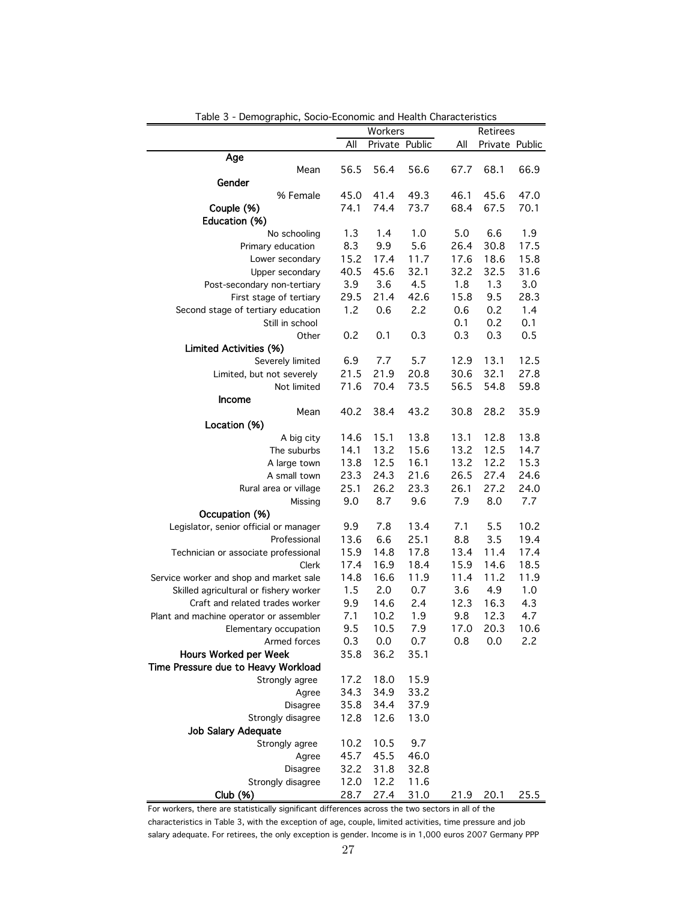Table 3 - Demographic, Socio-Economic and Health Characteristics

| | Workers | | | Retirees | | |
|---|---|---|---|---|---|---|
| | All | Private | Public | All | Private | Public |
| **Age** | | | | | | |
| Mean | 56.5 | 56.4 | 56.6 | 67.7 | 68.1 | 66.9 |
| **Gender** | | | | | | |
| % Female | 45.0 | 41.4 | 49.3 | 46.1 | 45.6 | 47.0 |
| **Couple (%)** | 74.1 | 74.4 | 73.7 | 68.4 | 67.5 | 70.1 |
| **Education (%)** | | | | | | |
| No schooling | 1.3 | 1.4 | 1.0 | 5.0 | 6.6 | 1.9 |
| Primary education | 8.3 | 9.9 | 5.6 | 26.4 | 30.8 | 17.5 |
| Lower secondary | 15.2 | 17.4 | 11.7 | 17.6 | 18.6 | 15.8 |
| Upper secondary | 40.5 | 45.6 | 32.1 | 32.2 | 32.5 | 31.6 |
| Post-secondary non-tertiary | 3.9 | 3.6 | 4.5 | 1.8 | 1.3 | 3.0 |
| First stage of tertiary | 29.5 | 21.4 | 42.6 | 15.8 | 9.5 | 28.3 |
| Second stage of tertiary education | 1.2 | 0.6 | 2.2 | 0.6 | 0.2 | 1.4 |
| Still in school | | | | 0.1 | 0.2 | 0.1 |
| Other | 0.2 | 0.1 | 0.3 | 0.3 | 0.3 | 0.5 |
| **Limited Activities (%)** | | | | | | |
| Severely limited | 6.9 | 7.7 | 5.7 | 12.9 | 13.1 | 12.5 |
| Limited, but not severely | 21.5 | 21.9 | 20.8 | 30.6 | 32.1 | 27.8 |
| Not limited | 71.6 | 70.4 | 73.5 | 56.5 | 54.8 | 59.8 |
| **Income** | | | | | | |
| Mean | 40.2 | 38.4 | 43.2 | 30.8 | 28.2 | 35.9 |
| **Location (%)** | | | | | | |
| A big city | 14.6 | 15.1 | 13.8 | 13.1 | 12.8 | 13.8 |
| The suburbs | 14.1 | 13.2 | 15.6 | 13.2 | 12.5 | 14.7 |
| A large town | 13.8 | 12.5 | 16.1 | 13.2 | 12.2 | 15.3 |
| A small town | 23.3 | 24.3 | 21.6 | 26.5 | 27.4 | 24.6 |
| Rural area or village | 25.1 | 26.2 | 23.3 | 26.1 | 27.2 | 24.0 |
| Missing | 9.0 | 8.7 | 9.6 | 7.9 | 8.0 | 7.7 |
| **Occupation (%)** | | | | | | |
| Legislator, senior official or manager | 9.9 | 7.8 | 13.4 | 7.1 | 5.5 | 10.2 |
| Professional | 13.6 | 6.6 | 25.1 | 8.8 | 3.5 | 19.4 |
| Technician or associate professional | 15.9 | 14.8 | 17.8 | 13.4 | 11.4 | 17.4 |
| Clerk | 17.4 | 16.9 | 18.4 | 15.9 | 14.6 | 18.5 |
| Service worker and shop and market sale | 14.8 | 16.6 | 11.9 | 11.4 | 11.2 | 11.9 |
| Skilled agricultural or fishery worker | 1.5 | 2.0 | 0.7 | 3.6 | 4.9 | 1.0 |
| Craft and related trades worker | 9.9 | 14.6 | 2.4 | 12.3 | 16.3 | 4.3 |
| Plant and machine operator or assembler | 7.1 | 10.2 | 1.9 | 9.8 | 12.3 | 4.7 |
| Elementary occupation | 9.5 | 10.5 | 7.9 | 17.0 | 20.3 | 10.6 |
| Armed forces | 0.3 | 0.0 | 0.7 | 0.8 | 0.0 | 2.2 |
| **Hours Worked per Week** | 35.8 | 36.2 | 35.1 | | | |
| **Time Pressure due to Heavy Workload** | | | | | | |
| Strongly agree | 17.2 | 18.0 | 15.9 | | | |
| Agree | 34.3 | 34.9 | 33.2 | | | |
| Disagree | 35.8 | 34.4 | 37.9 | | | |
| Strongly disagree | 12.8 | 12.6 | 13.0 | | | |
| **Job Salary Adequate** | | | | | | |
| Strongly agree | 10.2 | 10.5 | 9.7 | | | |
| Agree | 45.7 | 45.5 | 46.0 | | | |
| Disagree | 32.2 | 31.8 | 32.8 | | | |
| Strongly disagree | 12.0 | 12.2 | 11.6 | | | |
| **Club (%)** | 28.7 | 27.4 | 31.0 | 21.9 | 20.1 | 25.5 |

For workers, there are statistically significant differences across the two sectors in all of the characteristics in Table 3, with the exception of age, couple, limited activities, time pressure and job salary adequate. For retirees, the only exception is gender. Income is in 1,000 euros 2007 Germany PPP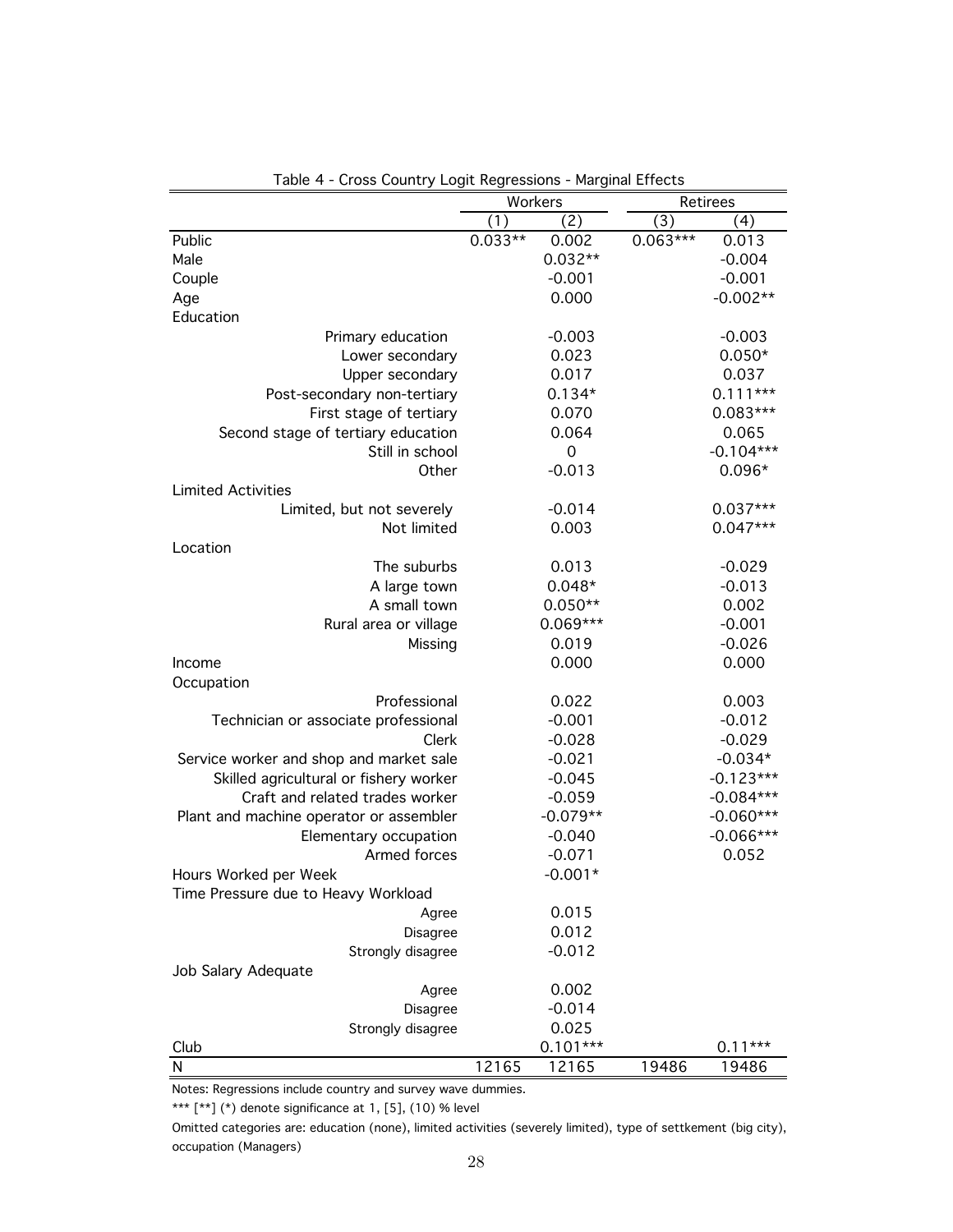Table 4 - Cross Country Logit Regressions - Marginal Effects

| | Workers | | Retirees | |
|---|---|---|---|---|
| | (1) | (2) | (3) | (4) |
| Public | 0.033** | 0.002 | 0.063*** | 0.013 |
| Male | | 0.032** | | -0.004 |
| Couple | | -0.001 | | -0.001 |
| Age | | 0.000 | | -0.002** |
| Education | | | | |
| Primary education | | -0.003 | | -0.003 |
| Lower secondary | | 0.023 | | 0.050* |
| Upper secondary | | 0.017 | | 0.037 |
| Post-secondary non-tertiary | | 0.134* | | 0.111*** |
| First stage of tertiary | | 0.070 | | 0.083*** |
| Second stage of tertiary education | | 0.064 | | 0.065 |
| Still in school | | 0 | | -0.104*** |
| Other | | -0.013 | | 0.096* |
| Limited Activities | | | | |
| Limited, but not severely | | -0.014 | | 0.037*** |
| Not limited | | 0.003 | | 0.047*** |
| Location | | | | |
| The suburbs | | 0.013 | | -0.029 |
| A large town | | 0.048* | | -0.013 |
| A small town | | 0.050** | | 0.002 |
| Rural area or village | | 0.069*** | | -0.001 |
| Missing | | 0.019 | | -0.026 |
| Income | | 0.000 | | 0.000 |
| Occupation | | | | |
| Professional | | 0.022 | | 0.003 |
| Technician or associate professional | | -0.001 | | -0.012 |
| Clerk | | -0.028 | | -0.029 |
| Service worker and shop and market sale | | -0.021 | | -0.034* |
| Skilled agricultural or fishery worker | | -0.045 | | -0.123*** |
| Craft and related trades worker | | -0.059 | | -0.084*** |
| Plant and machine operator or assembler | | -0.079** | | -0.060*** |
| Elementary occupation | | -0.040 | | -0.066*** |
| Armed forces | | -0.071 | | 0.052 |
| Hours Worked per Week | | -0.001* | | |
| Time Pressure due to Heavy Workload | | | | |
| Agree | | 0.015 | | |
| Disagree | | 0.012 | | |
| Strongly disagree | | -0.012 | | |
| Job Salary Adequate | | | | |
| Agree | | 0.002 | | |
| Disagree | | -0.014 | | |
| Strongly disagree | | 0.025 | | |
| Club | | 0.101*** | | 0.11*** |
| N | 12165 | 12165 | 19486 | 19486 |

Notes: Regressions include country and survey wave dummies.

*** [**] (*) denote significance at 1, [5], (10) % level

Omitted categories are: education (none), limited activities (severely limited), type of settkement (big city), occupation (Managers)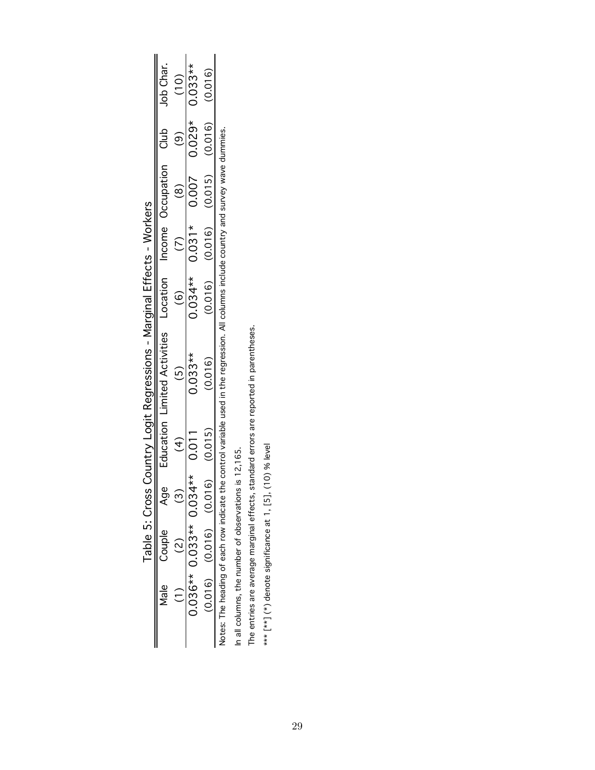Table 5: Cross Country Logit Regressions - Marginal Effects - Workers

| Male | Couple | Age | Education | Limited Activities | Location | Income | Occupation | Club | Job Char. |
|---|---|---|---|---|---|---|---|---|---|
| (1) | (2) | (3) | (4) | (5) | (6) | (7) | (8) | (9) | (10) |
| 0.036** | 0.033** | 0.034** | 0.011 | 0.033** | 0.034** | 0.031* | 0.007 | 0.029* | 0.033** |
| (0.016) | (0.016) | (0.016) | (0.015) | (0.016) | (0.016) | (0.016) | (0.015) | (0.016) | (0.016) |

Notes: The heading of each row indicate the control variable used in the regression. All columns include country and survey wave dummies.

In all columns, the number of observations is 12,165.

The entries are average marginal effects, standard errors are reported in parentheses.

*** [**] (*) denote significance at 1, [5], (10) % level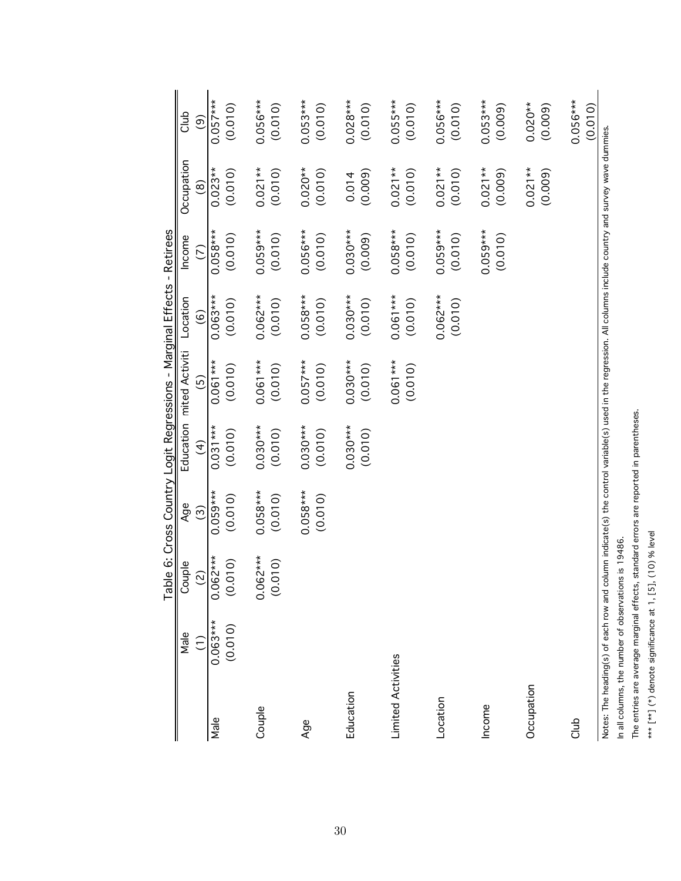Table 6: Cross Country Logit Regressions - Marginal Effects - Retirees

| | Male | Couple | Age | Education | mited Activiti | Location | Income | Occupation | Club |
|---|---|---|---|---|---|---|---|---|---|
| | (1) | (2) | (3) | (4) | (5) | (6) | (7) | (8) | (9) |
| Male | 0.063*** | 0.062*** | 0.059*** | 0.031*** | 0.061*** | 0.063*** | 0.058*** | 0.023** | 0.057*** |
| | (0.010) | (0.010) | (0.010) | (0.010) | (0.010) | (0.010) | (0.010) | (0.010) | (0.010) |
| Couple | | 0.062*** | 0.058*** | 0.030*** | 0.061*** | 0.062*** | 0.059*** | 0.021** | 0.056*** |
| | | (0.010) | (0.010) | (0.010) | (0.010) | (0.010) | (0.010) | (0.010) | (0.010) |
| Age | | | 0.058*** | 0.030*** | 0.057*** | 0.058*** | 0.056*** | 0.020** | 0.053*** |
| | | | (0.010) | (0.010) | (0.010) | (0.010) | (0.010) | (0.010) | (0.010) |
| Education | | | | 0.030*** | 0.030*** | 0.030*** | 0.030*** | 0.014 | 0.028*** |
| | | | | (0.010) | (0.010) | (0.010) | (0.009) | (0.009) | (0.010) |
| Limited Activities | | | | | 0.061*** | 0.061*** | 0.058*** | 0.021** | 0.055*** |
| | | | | | (0.010) | (0.010) | (0.010) | (0.010) | (0.010) |
| Location | | | | | | 0.062*** | 0.059*** | 0.021** | 0.056*** |
| | | | | | | (0.010) | (0.010) | (0.010) | (0.010) |
| Income | | | | | | | 0.059*** | 0.021** | 0.053*** |
| | | | | | | | (0.010) | (0.009) | (0.009) |
| Occupation | | | | | | | | 0.021** | 0.020** |
| | | | | | | | | (0.009) | (0.009) |
| Club | | | | | | | | | 0.056*** |
| | | | | | | | | | (0.010) |

Notes: The heading(s) of each row and column indicate(s) the control variable(s) used in the regression. All columns include country and survey wave dummies.

In all columns, the number of observations is 19486.

The entries are average marginal effects, standard errors are reported in parentheses.

*** [**] (*) denote significance at 1, [5], (10) % level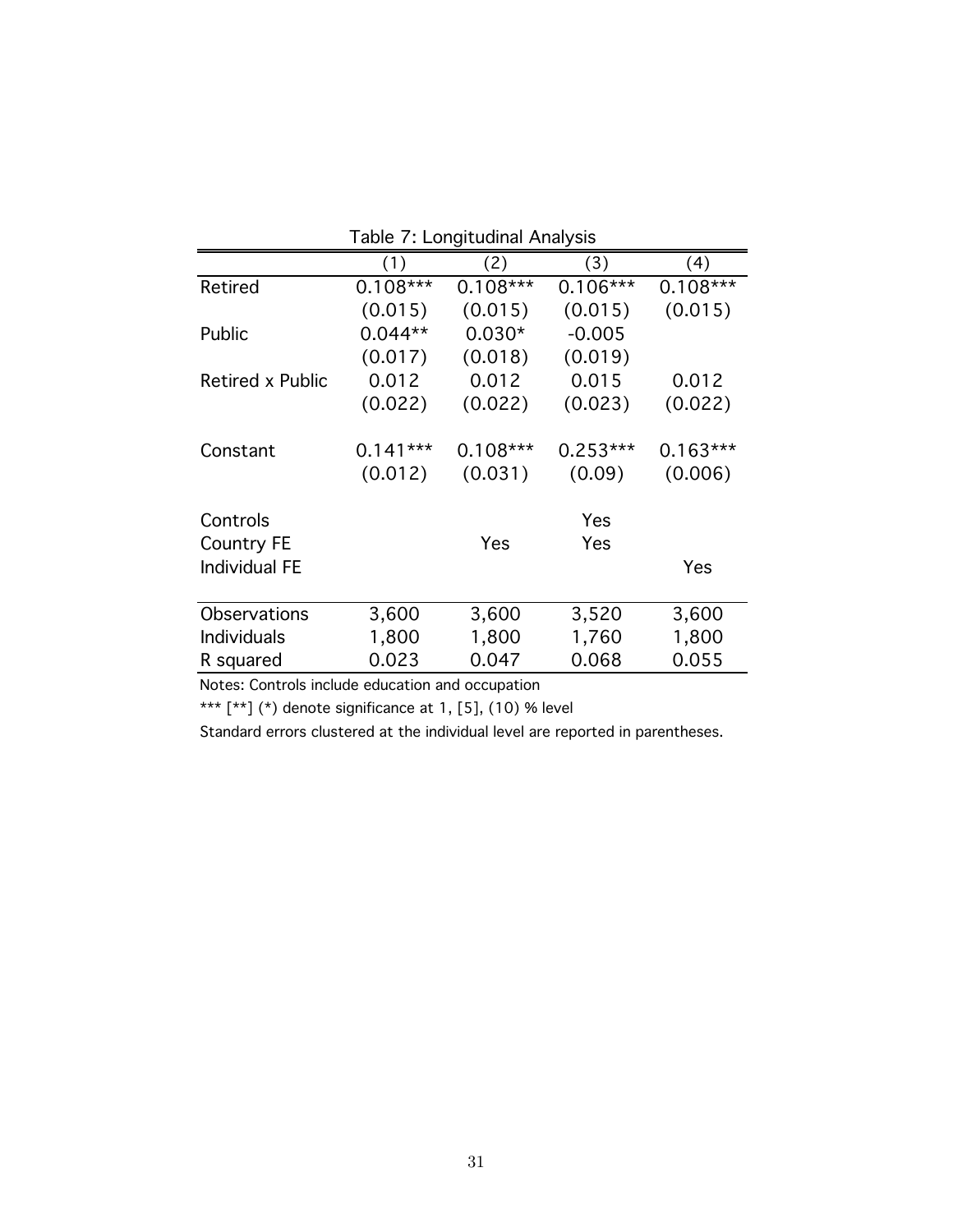Table 7: Longitudinal Analysis

| | (1) | (2) | (3) | (4) |
|---|---|---|---|---|
| Retired | 0.108*** | 0.108*** | 0.106*** | 0.108*** |
| | (0.015) | (0.015) | (0.015) | (0.015) |
| Public | 0.044** | 0.030* | -0.005 | |
| | (0.017) | (0.018) | (0.019) | |
| Retired x Public | 0.012 | 0.012 | 0.015 | 0.012 |
| | (0.022) | (0.022) | (0.023) | (0.022) |
| Constant | 0.141*** | 0.108*** | 0.253*** | 0.163*** |
| | (0.012) | (0.031) | (0.09) | (0.006) |
| Controls | | | Yes | |
| Country FE | | Yes | Yes | |
| Individual FE | | | | Yes |
| Observations | 3,600 | 3,600 | 3,520 | 3,600 |
| Individuals | 1,800 | 1,800 | 1,760 | 1,800 |
| R squared | 0.023 | 0.047 | 0.068 | 0.055 |

Notes: Controls include education and occupation

*** [**] (*) denote significance at 1, [5], (10) % level

Standard errors clustered at the individual level are reported in parentheses.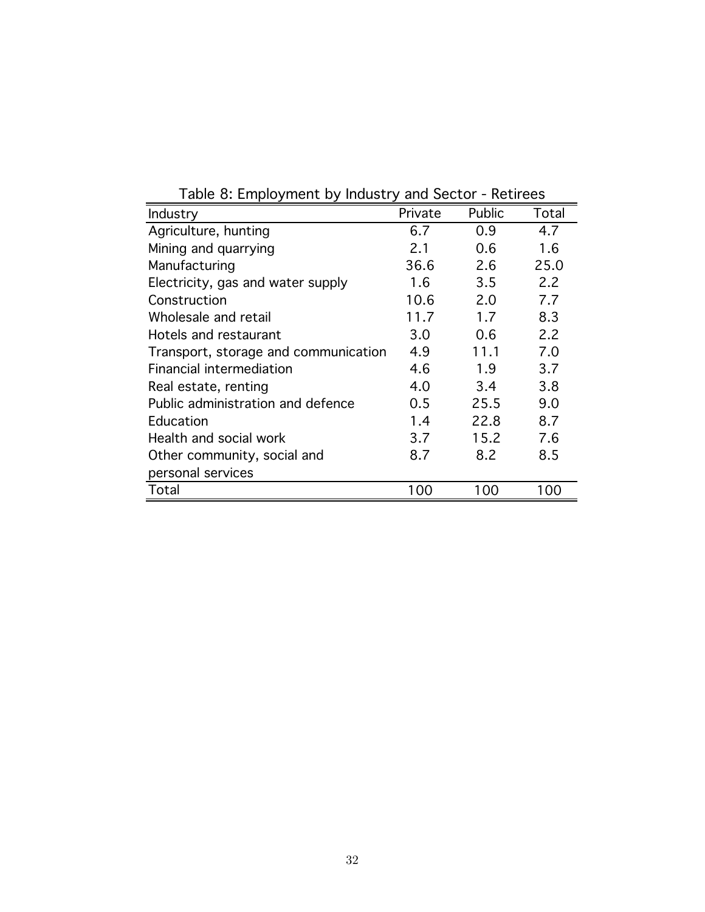Table 8: Employment by Industry and Sector - Retirees

| Industry | Private | Public | Total |
|---|---|---|---|
| Agriculture, hunting | 6.7 | 0.9 | 4.7 |
| Mining and quarrying | 2.1 | 0.6 | 1.6 |
| Manufacturing | 36.6 | 2.6 | 25.0 |
| Electricity, gas and water supply | 1.6 | 3.5 | 2.2 |
| Construction | 10.6 | 2.0 | 7.7 |
| Wholesale and retail | 11.7 | 1.7 | 8.3 |
| Hotels and restaurant | 3.0 | 0.6 | 2.2 |
| Transport, storage and communication | 4.9 | 11.1 | 7.0 |
| Financial intermediation | 4.6 | 1.9 | 3.7 |
| Real estate, renting | 4.0 | 3.4 | 3.8 |
| Public administration and defence | 0.5 | 25.5 | 9.0 |
| Education | 1.4 | 22.8 | 8.7 |
| Health and social work | 3.7 | 15.2 | 7.6 |
| Other community, social and personal services | 8.7 | 8.2 | 8.5 |
| Total | 100 | 100 | 100 |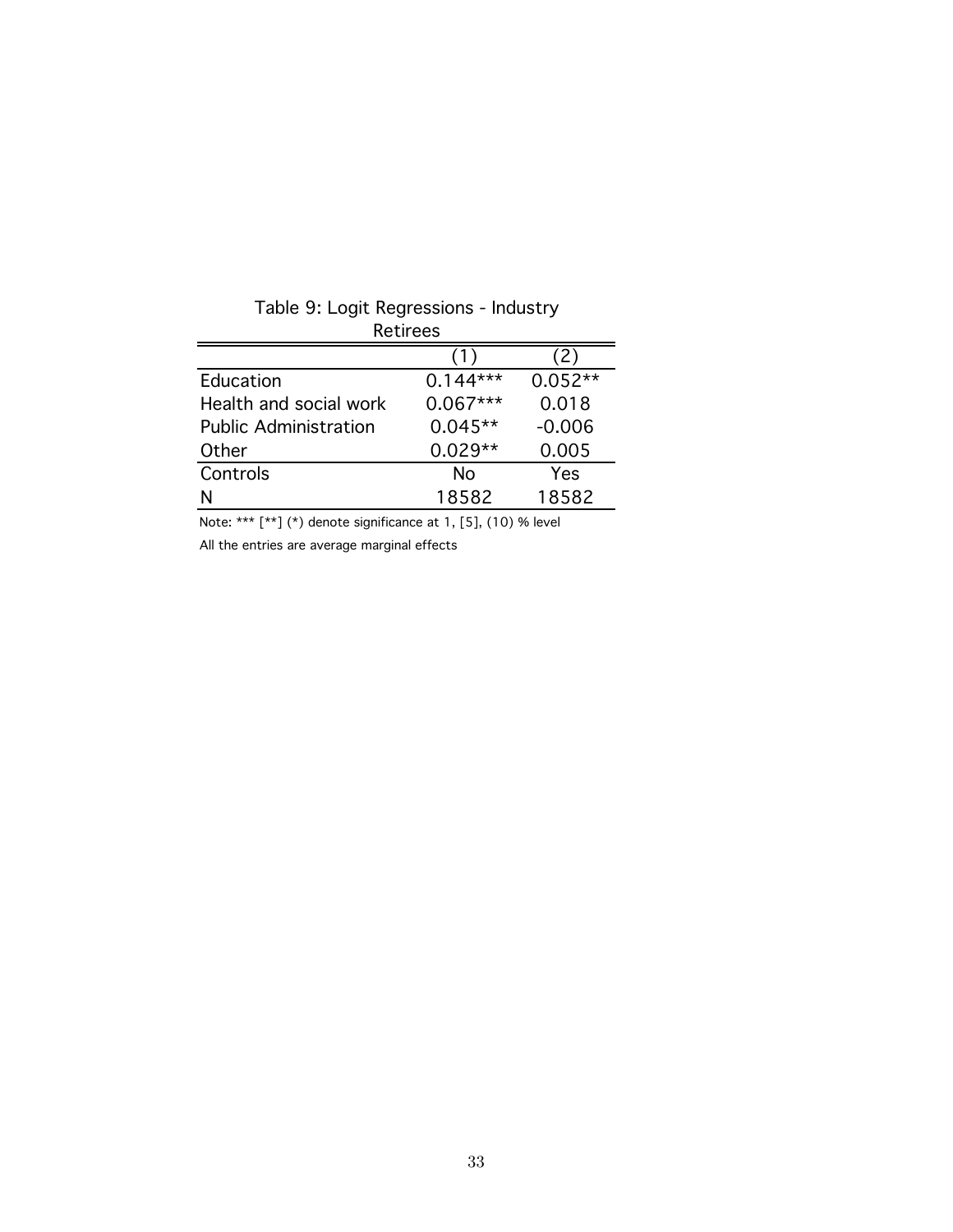Table 9: Logit Regressions - Industry

Retirees

| | (1) | (2) |
|---|---|---|
| Education | 0.144*** | 0.052** |
| Health and social work | 0.067*** | 0.018 |
| Public Administration | 0.045** | -0.006 |
| Other | 0.029** | 0.005 |
| Controls | No | Yes |
| N | 18582 | 18582 |

Note: *** [**] (*) denote significance at 1, [5], (10) % level

All the entries are average marginal effects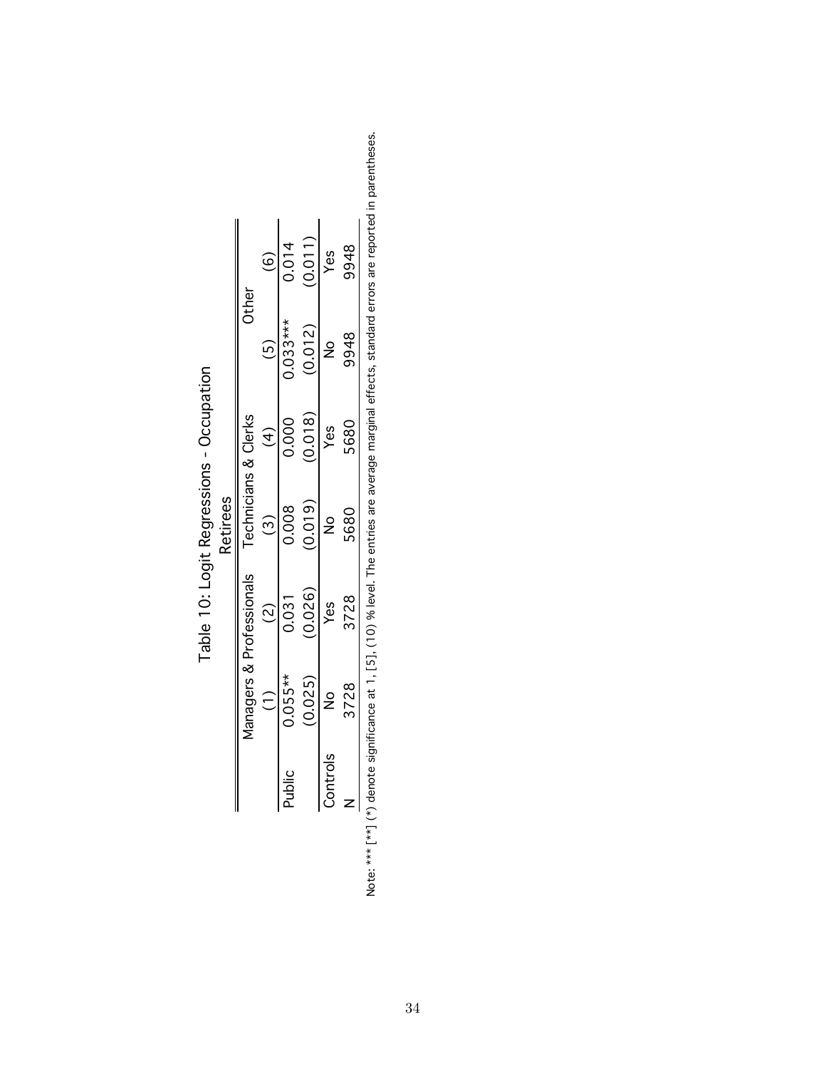Table 10: Logit Regressions - Occupation

| | Retirees | | | | | |
|---|---|---|---|---|---|---|
| | Managers & Professionals | | Technicians & Clerks | | Other | |
| | (1) | (2) | (3) | (4) | (5) | (6) |
| Public | 0.055** | 0.031 | 0.008 | 0.000 | 0.033*** | 0.014 |
| | (0.025) | (0.026) | (0.019) | (0.018) | (0.012) | (0.011) |
| Controls | No | Yes | No | Yes | No | Yes |
| N | 3728 | 3728 | 5680 | 5680 | 9948 | 9948 |

Note: *** [**] (*) denote significance at 1, [5], (10) % level. The entries are average marginal effects, standard errors are reported in parentheses.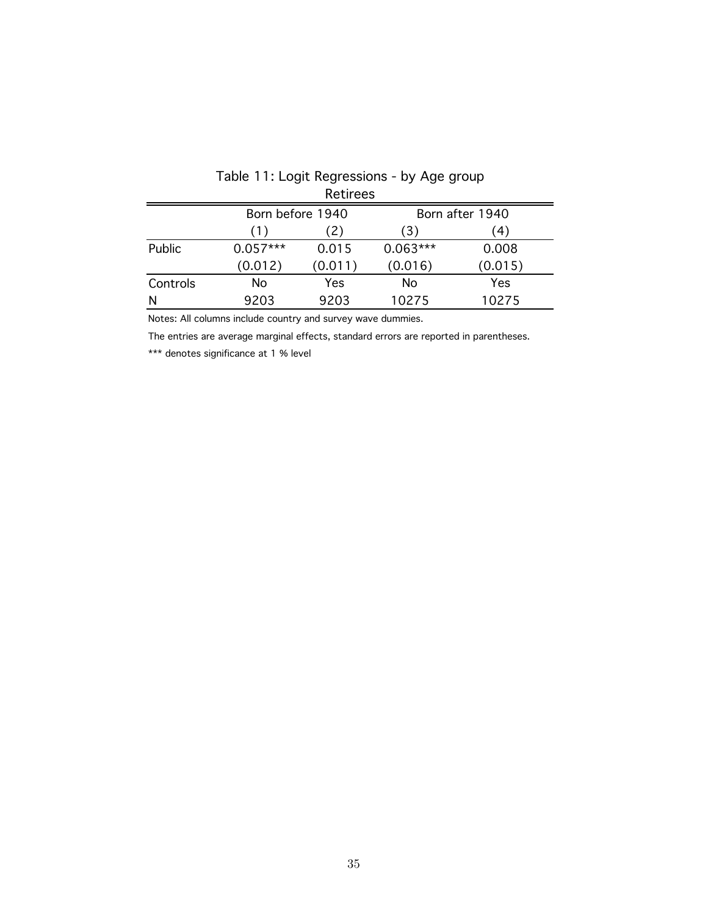Table 11: Logit Regressions - by Age group

Retirees

| | Born before 1940 | | Born after 1940 | |
|---|---|---|---|---|
| | (1) | (2) | (3) | (4) |
| Public | 0.057*** | 0.015 | 0.063*** | 0.008 |
| | (0.012) | (0.011) | (0.016) | (0.015) |
| Controls | No | Yes | No | Yes |
| N | 9203 | 9203 | 10275 | 10275 |

Notes: All columns include country and survey wave dummies.

The entries are average marginal effects, standard errors are reported in parentheses.

*** denotes significance at 1 % level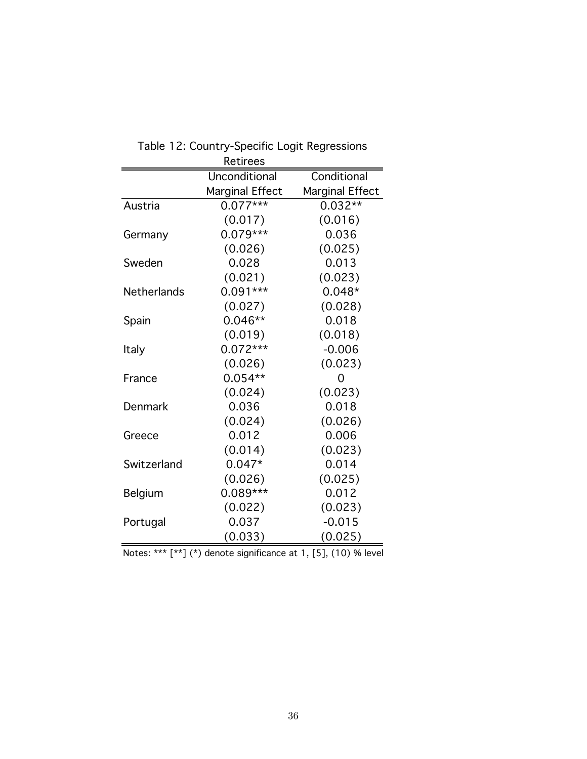Table 12: Country-Specific Logit Regressions

| | Retirees | |
|---|---|---|
| | Unconditional Marginal Effect | Conditional Marginal Effect |
| Austria | 0.077*** | 0.032** |
| | (0.017) | (0.016) |
| Germany | 0.079*** | 0.036 |
| | (0.026) | (0.025) |
| Sweden | 0.028 | 0.013 |
| | (0.021) | (0.023) |
| Netherlands | 0.091*** | 0.048* |
| | (0.027) | (0.028) |
| Spain | 0.046** | 0.018 |
| | (0.019) | (0.018) |
| Italy | 0.072*** | -0.006 |
| | (0.026) | (0.023) |
| France | 0.054** | 0 |
| | (0.024) | (0.023) |
| Denmark | 0.036 | 0.018 |
| | (0.024) | (0.026) |
| Greece | 0.012 | 0.006 |
| | (0.014) | (0.023) |
| Switzerland | 0.047* | 0.014 |
| | (0.026) | (0.025) |
| Belgium | 0.089*** | 0.012 |
| | (0.022) | (0.023) |
| Portugal | 0.037 | -0.015 |
| | (0.033) | (0.025) |

Notes: *** [**] (*) denote significance at 1, [5], (10) % level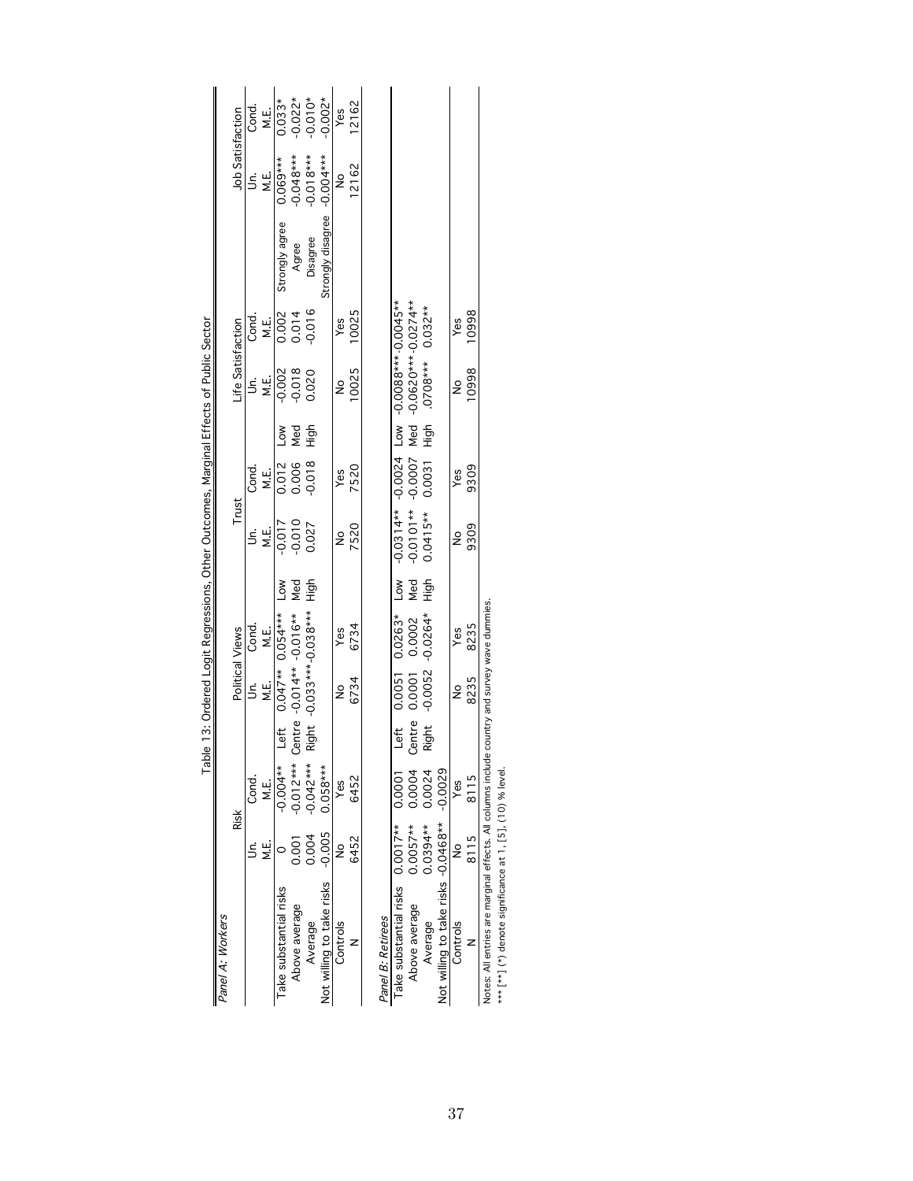Table 13: Ordered Logit Regressions, Other Outcomes, Marginal Effects of Public Sector

| *Panel A: Workers* | Risk | | | Political Views | | | Trust | | | Life Satisfaction | | | Job Satisfaction | |
|---|---|---|---|---|---|---|---|---|---|---|---|---|---|---|
| | Un. M.E. | Cond. M.E. | | Un. M.E. | Cond. M.E. | | Un. M.E. | Cond. M.E. | | Un. M.E. | Cond. M.E. | | Un. M.E. | Cond. M.E. |
| Take substantial risks | 0 | -0.004** | Left | 0.047** | 0.054*** | Low | -0.017 | 0.012 | Low | -0.002 | 0.002 | Strongly agree | 0.069*** | 0.033* |
| Above average | 0.001 | -0.012*** | Centre | -0.014** | -0.016** | Med | -0.010 | 0.006 | Med | -0.018 | 0.014 | Agree | -0.048*** | -0.022* |
| Average | 0.004 | -0.042*** | Right | -0.033*** | -0.038*** | High | 0.027 | -0.018 | High | 0.020 | -0.016 | Disagree | -0.018*** | -0.010* |
| Not willing to take risks | -0.005 | 0.058*** | | | | | | | | | | Strongly disagree | -0.004*** | -0.002* |
| Controls | No | Yes | | No | Yes | | No | Yes | | No | Yes | | No | Yes |
| N | 6452 | 6452 | | 6734 | 6734 | | 7520 | 7520 | | 10025 | 10025 | | 12162 | 12162 |
| *Panel B: Retirees* | | | | | | | | | | | | | | |
| Take substantial risks | 0.0017** | 0.0001 | Left | 0.0051 | 0.0263* | Low | -0.0314** | -0.0024 | Low | -0.0088*** | -0.0045** | | | |
| Above average | 0.0057** | 0.0004 | Centre | 0.0001 | 0.0002 | Med | -0.0101** | -0.0007 | Med | -0.0620*** | -0.0274** | | | |
| Average | 0.0394** | 0.0024 | Right | -0.0052 | -0.0264* | High | 0.0415** | 0.0031 | High | .0708*** | 0.032** | | | |
| Not willing to take risks | -0.0468** | -0.0029 | | | | | | | | | | | | |
| Controls | No | Yes | | No | Yes | | No | Yes | | No | Yes | | | |
| N | 8115 | 8115 | | 8235 | 8235 | | 9309 | 9309 | | 10998 | 10998 | | | |

Notes: All entries are marginal effects. All columns include country and survey wave dummies.
*** [**] (*) denote significance at 1, [5], (10) % level.